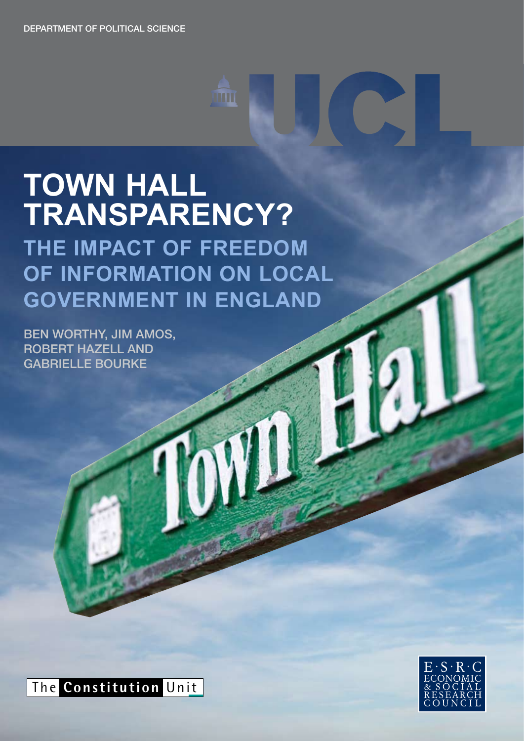DEPARTMENT OF POLITICAL SCIENCE

UCL

# TOWN HALL TRANSPARENCY?

## THE IMPACT OF FREEDOM OF INFORMATION ON LOCAL GOVERNMENT IN ENGLAND

BEN WORTHY, JIM AMOS, ROBERT HAZELL AND GABRIELLE BOURKE

The Constitution Unit

E·S·R·C ECONOMIC & SOCIAL RESEARCH COUNCIL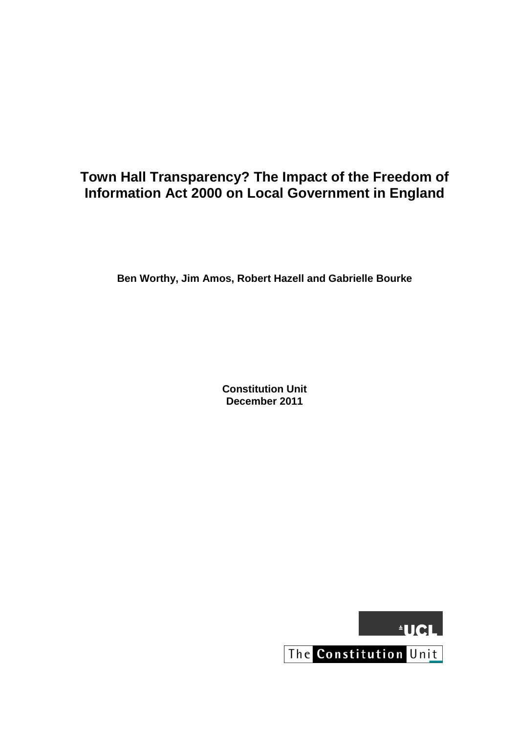# Town Hall Transparency? The Impact of the Freedom of Information Act 2000 on Local Government in England

**Ben Worthy, Jim Amos, Robert Hazell and Gabrielle Bourke**

**Constitution Unit**
**December 2011**

UCL

The Constitution Unit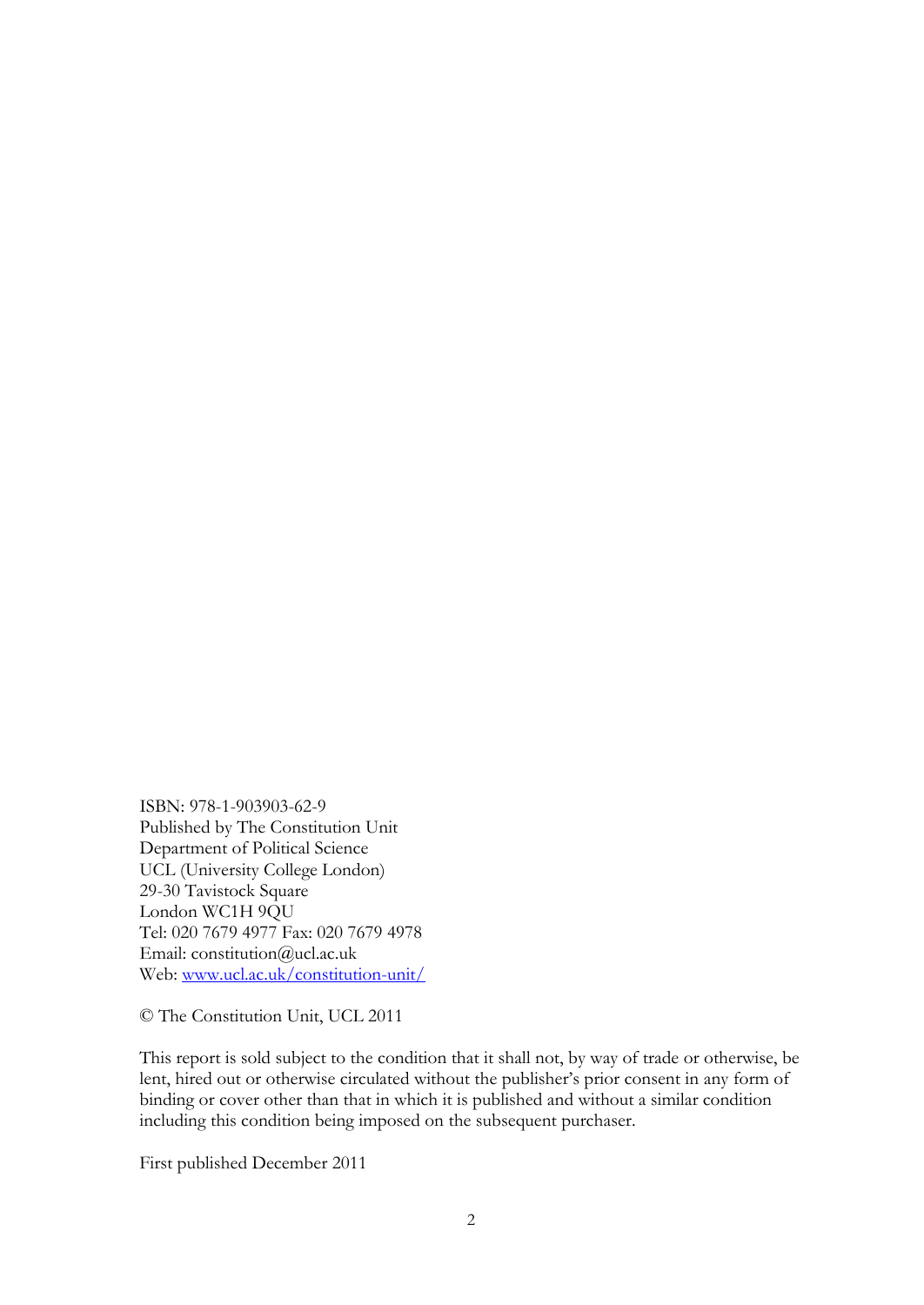ISBN: 978-1-903903-62-9
Published by The Constitution Unit
Department of Political Science
UCL (University College London)
29-30 Tavistock Square
London WC1H 9QU
Tel: 020 7679 4977 Fax: 020 7679 4978
Email: constitution@ucl.ac.uk
Web: [www.ucl.ac.uk/constitution-unit/](http://www.ucl.ac.uk/constitution-unit/)

© The Constitution Unit, UCL 2011

This report is sold subject to the condition that it shall not, by way of trade or otherwise, be lent, hired out or otherwise circulated without the publisher's prior consent in any form of binding or cover other than that in which it is published and without a similar condition including this condition being imposed on the subsequent purchaser.

First published December 2011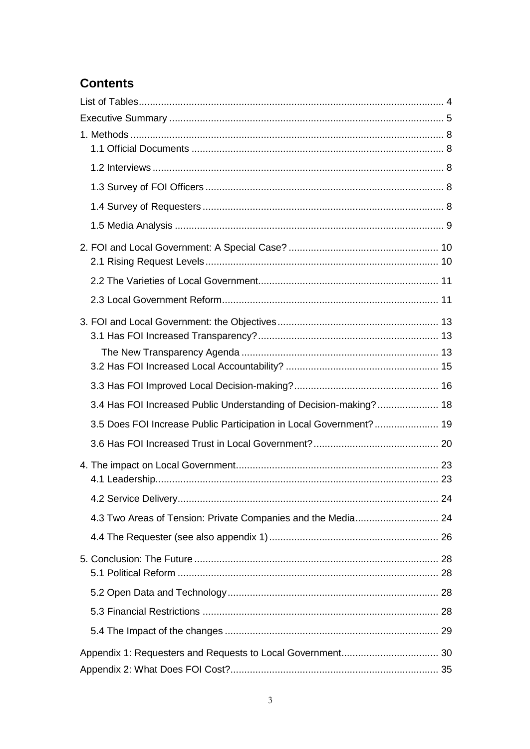## Contents

List of Tables ........................................................................................................ 4
Executive Summary ............................................................................................... 5
1. Methods ............................................................................................................. 8
  1.1 Official Documents ........................................................................................ 8
  1.2 Interviews ..................................................................................................... 8
  1.3 Survey of FOI Officers .................................................................................. 8
  1.4 Survey of Requesters .................................................................................... 8
  1.5 Media Analysis .............................................................................................. 9
2. FOI and Local Government: A Special Case? .................................................... 10
  2.1 Rising Request Levels .................................................................................. 10
  2.2 The Varieties of Local Government.............................................................. 11
  2.3 Local Government Reform............................................................................ 11
3. FOI and Local Government: the Objectives ....................................................... 13
  3.1 Has FOI Increased Transparency? ............................................................... 13
    The New Transparency Agenda ...................................................................... 13
  3.2 Has FOI Increased Local Accountability? ..................................................... 15
  3.3 Has FOI Improved Local Decision-making? .................................................. 16
  3.4 Has FOI Increased Public Understanding of Decision-making? ..................... 18
  3.5 Does FOI Increase Public Participation in Local Government? ...................... 19
  3.6 Has FOI Increased Trust in Local Government? ........................................... 20
4. The impact on Local Government...................................................................... 23
  4.1 Leadership.................................................................................................... 23
  4.2 Service Delivery............................................................................................ 24
  4.3 Two Areas of Tension: Private Companies and the Media............................. 24
  4.4 The Requester (see also appendix 1) ........................................................... 26
5. Conclusion: The Future ..................................................................................... 28
  5.1 Political Reform ............................................................................................ 28
  5.2 Open Data and Technology .......................................................................... 28
  5.3 Financial Restrictions ................................................................................... 28
  5.4 The Impact of the changes ........................................................................... 29
Appendix 1: Requesters and Requests to Local Government................................. 30
Appendix 2: What Does FOI Cost?......................................................................... 35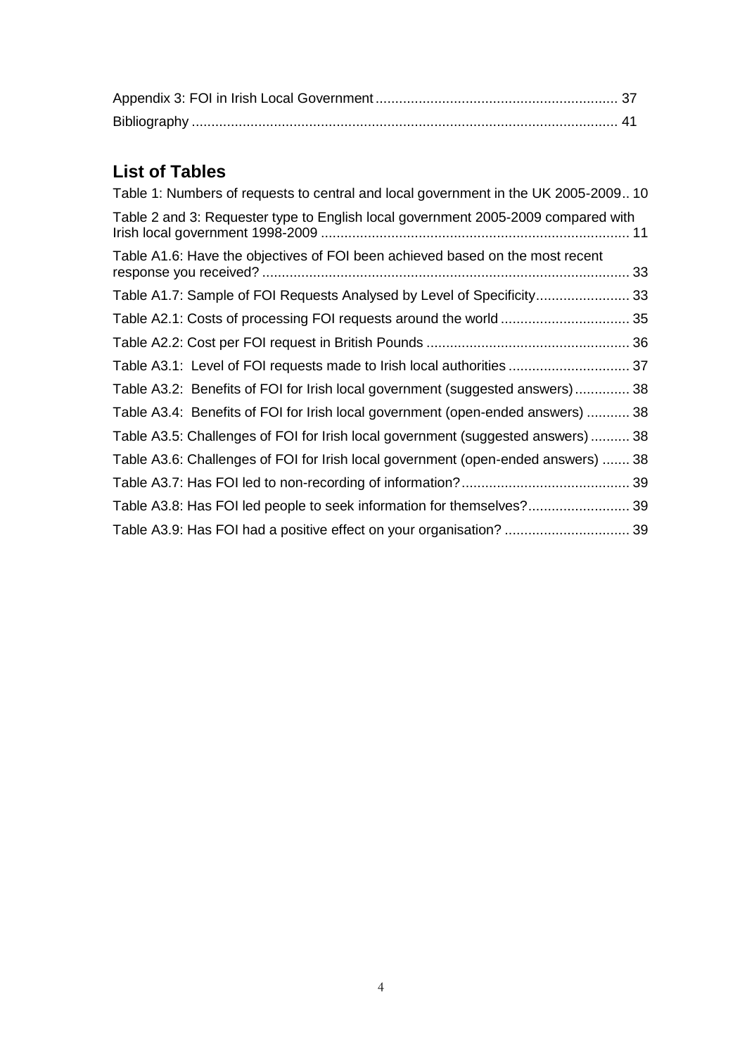Appendix 3: FOI in Irish Local Government .............................................................. 37

Bibliography ............................................................................................................ 41

## List of Tables

Table 1: Numbers of requests to central and local government in the UK 2005-2009.. 10

Table 2 and 3: Requester type to English local government 2005-2009 compared with Irish local government 1998-2009 ............................................................................... 11

Table A1.6: Have the objectives of FOI been achieved based on the most recent response you received? .............................................................................................. 33

Table A1.7: Sample of FOI Requests Analysed by Level of Specificity........................ 33

Table A2.1: Costs of processing FOI requests around the world ................................. 35

Table A2.2: Cost per FOI request in British Pounds .................................................... 36

Table A3.1: Level of FOI requests made to Irish local authorities ............................... 37

Table A3.2: Benefits of FOI for Irish local government (suggested answers).............. 38

Table A3.4: Benefits of FOI for Irish local government (open-ended answers) ........... 38

Table A3.5: Challenges of FOI for Irish local government (suggested answers) .......... 38

Table A3.6: Challenges of FOI for Irish local government (open-ended answers) ....... 38

Table A3.7: Has FOI led to non-recording of information?........................................... 39

Table A3.8: Has FOI led people to seek information for themselves?.......................... 39

Table A3.9: Has FOI had a positive effect on your organisation? ................................ 39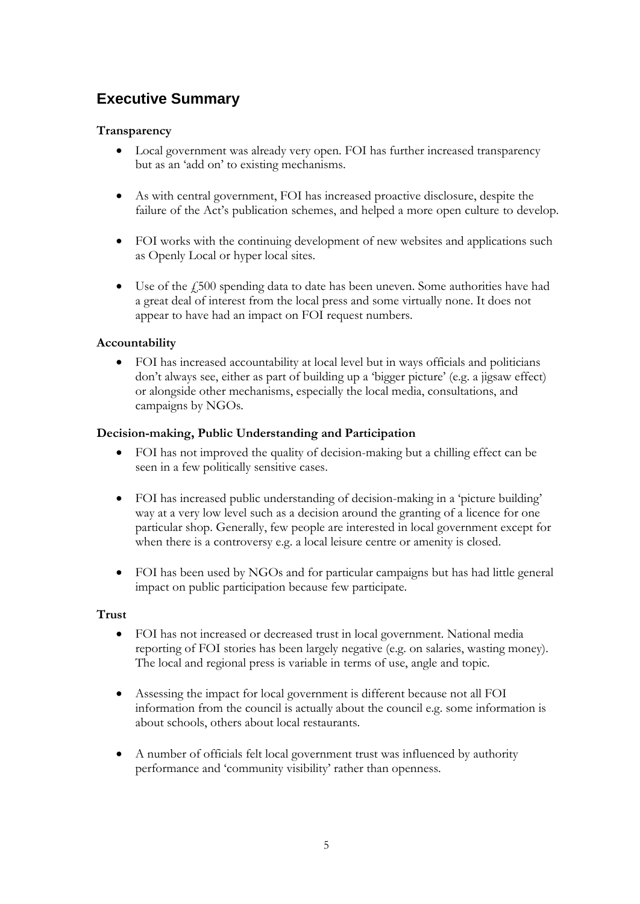## Executive Summary

**Transparency**

- Local government was already very open. FOI has further increased transparency but as an 'add on' to existing mechanisms.

- As with central government, FOI has increased proactive disclosure, despite the failure of the Act's publication schemes, and helped a more open culture to develop.

- FOI works with the continuing development of new websites and applications such as Openly Local or hyper local sites.

- Use of the £500 spending data to date has been uneven. Some authorities have had a great deal of interest from the local press and some virtually none. It does not appear to have had an impact on FOI request numbers.

**Accountability**

- FOI has increased accountability at local level but in ways officials and politicians don't always see, either as part of building up a 'bigger picture' (e.g. a jigsaw effect) or alongside other mechanisms, especially the local media, consultations, and campaigns by NGOs.

**Decision-making, Public Understanding and Participation**

- FOI has not improved the quality of decision-making but a chilling effect can be seen in a few politically sensitive cases.

- FOI has increased public understanding of decision-making in a 'picture building' way at a very low level such as a decision around the granting of a licence for one particular shop. Generally, few people are interested in local government except for when there is a controversy e.g. a local leisure centre or amenity is closed.

- FOI has been used by NGOs and for particular campaigns but has had little general impact on public participation because few participate.

**Trust**

- FOI has not increased or decreased trust in local government. National media reporting of FOI stories has been largely negative (e.g. on salaries, wasting money). The local and regional press is variable in terms of use, angle and topic.

- Assessing the impact for local government is different because not all FOI information from the council is actually about the council e.g. some information is about schools, others about local restaurants.

- A number of officials felt local government trust was influenced by authority performance and 'community visibility' rather than openness.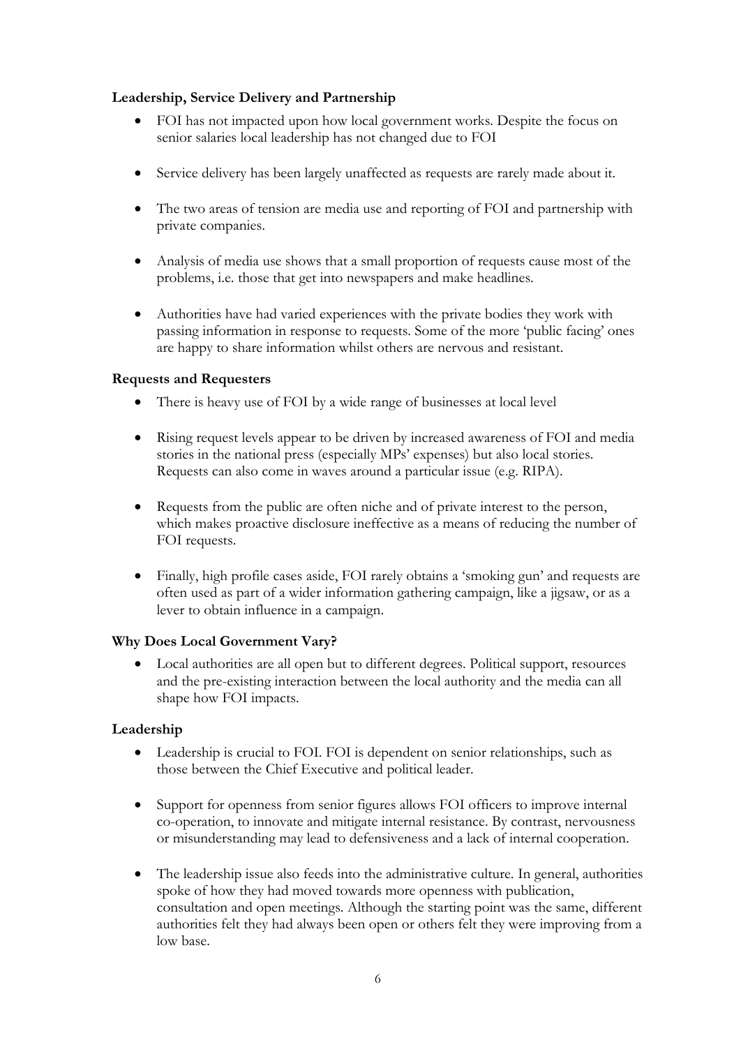**Leadership, Service Delivery and Partnership**

- FOI has not impacted upon how local government works. Despite the focus on senior salaries local leadership has not changed due to FOI
- Service delivery has been largely unaffected as requests are rarely made about it.
- The two areas of tension are media use and reporting of FOI and partnership with private companies.
- Analysis of media use shows that a small proportion of requests cause most of the problems, i.e. those that get into newspapers and make headlines.
- Authorities have had varied experiences with the private bodies they work with passing information in response to requests. Some of the more 'public facing' ones are happy to share information whilst others are nervous and resistant.

**Requests and Requesters**

- There is heavy use of FOI by a wide range of businesses at local level
- Rising request levels appear to be driven by increased awareness of FOI and media stories in the national press (especially MPs' expenses) but also local stories. Requests can also come in waves around a particular issue (e.g. RIPA).
- Requests from the public are often niche and of private interest to the person, which makes proactive disclosure ineffective as a means of reducing the number of FOI requests.
- Finally, high profile cases aside, FOI rarely obtains a 'smoking gun' and requests are often used as part of a wider information gathering campaign, like a jigsaw, or as a lever to obtain influence in a campaign.

**Why Does Local Government Vary?**

- Local authorities are all open but to different degrees. Political support, resources and the pre-existing interaction between the local authority and the media can all shape how FOI impacts.

**Leadership**

- Leadership is crucial to FOI. FOI is dependent on senior relationships, such as those between the Chief Executive and political leader.
- Support for openness from senior figures allows FOI officers to improve internal co-operation, to innovate and mitigate internal resistance. By contrast, nervousness or misunderstanding may lead to defensiveness and a lack of internal cooperation.
- The leadership issue also feeds into the administrative culture. In general, authorities spoke of how they had moved towards more openness with publication, consultation and open meetings. Although the starting point was the same, different authorities felt they had always been open or others felt they were improving from a low base.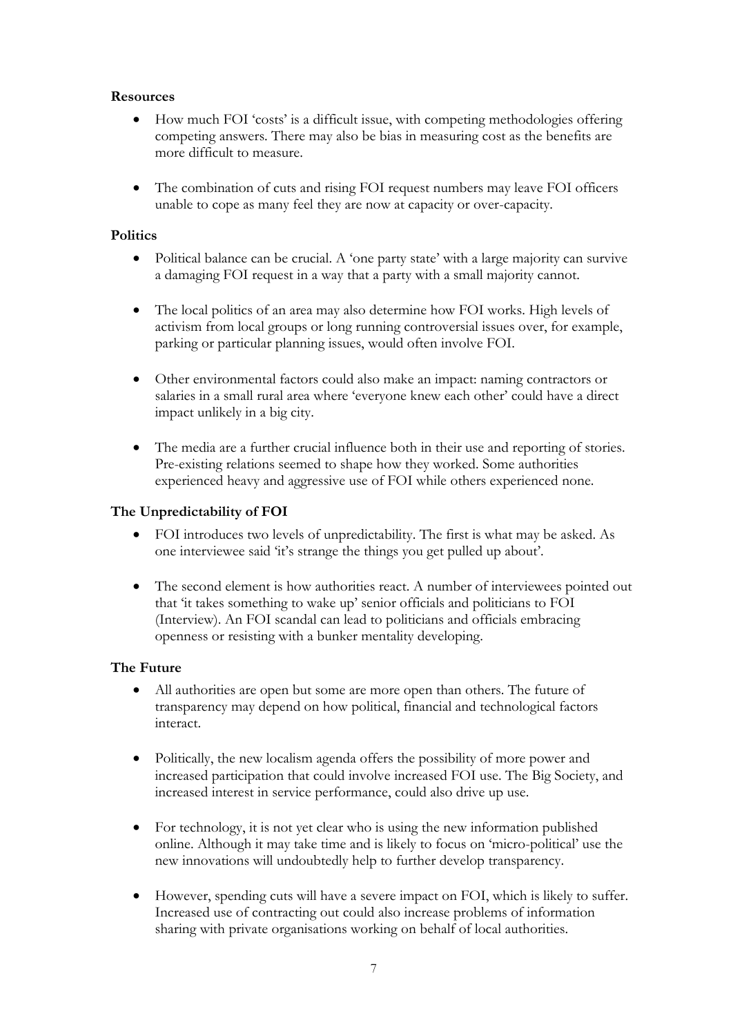**Resources**

- How much FOI 'costs' is a difficult issue, with competing methodologies offering competing answers. There may also be bias in measuring cost as the benefits are more difficult to measure.

- The combination of cuts and rising FOI request numbers may leave FOI officers unable to cope as many feel they are now at capacity or over-capacity.

**Politics**

- Political balance can be crucial. A 'one party state' with a large majority can survive a damaging FOI request in a way that a party with a small majority cannot.

- The local politics of an area may also determine how FOI works. High levels of activism from local groups or long running controversial issues over, for example, parking or particular planning issues, would often involve FOI.

- Other environmental factors could also make an impact: naming contractors or salaries in a small rural area where 'everyone knew each other' could have a direct impact unlikely in a big city.

- The media are a further crucial influence both in their use and reporting of stories. Pre-existing relations seemed to shape how they worked. Some authorities experienced heavy and aggressive use of FOI while others experienced none.

**The Unpredictability of FOI**

- FOI introduces two levels of unpredictability. The first is what may be asked. As one interviewee said 'it's strange the things you get pulled up about'.

- The second element is how authorities react. A number of interviewees pointed out that 'it takes something to wake up' senior officials and politicians to FOI (Interview). An FOI scandal can lead to politicians and officials embracing openness or resisting with a bunker mentality developing.

**The Future**

- All authorities are open but some are more open than others. The future of transparency may depend on how political, financial and technological factors interact.

- Politically, the new localism agenda offers the possibility of more power and increased participation that could involve increased FOI use. The Big Society, and increased interest in service performance, could also drive up use.

- For technology, it is not yet clear who is using the new information published online. Although it may take time and is likely to focus on 'micro-political' use the new innovations will undoubtedly help to further develop transparency.

- However, spending cuts will have a severe impact on FOI, which is likely to suffer. Increased use of contracting out could also increase problems of information sharing with private organisations working on behalf of local authorities.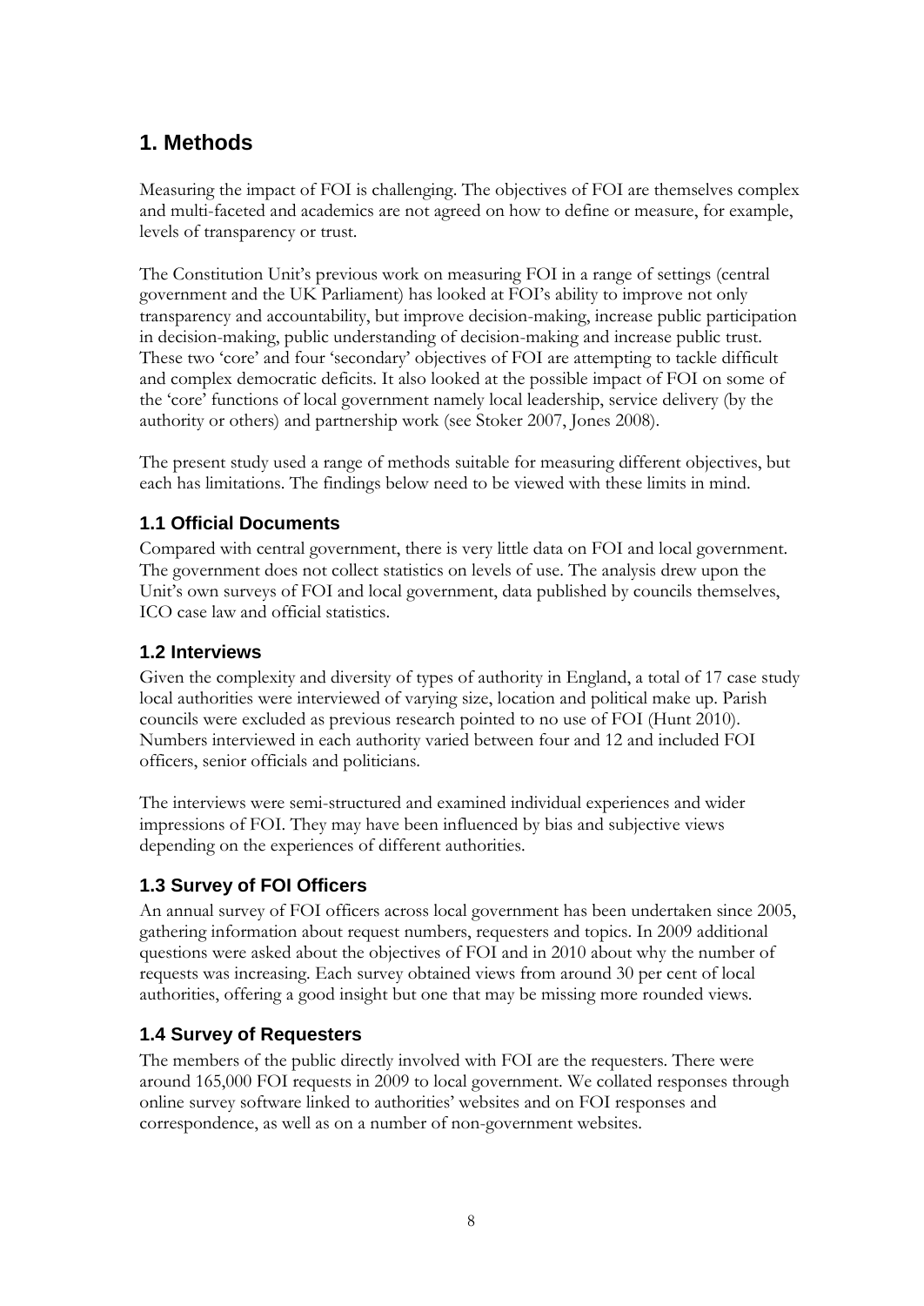# 1. Methods

Measuring the impact of FOI is challenging. The objectives of FOI are themselves complex and multi-faceted and academics are not agreed on how to define or measure, for example, levels of transparency or trust.

The Constitution Unit's previous work on measuring FOI in a range of settings (central government and the UK Parliament) has looked at FOI's ability to improve not only transparency and accountability, but improve decision-making, increase public participation in decision-making, public understanding of decision-making and increase public trust. These two 'core' and four 'secondary' objectives of FOI are attempting to tackle difficult and complex democratic deficits. It also looked at the possible impact of FOI on some of the 'core' functions of local government namely local leadership, service delivery (by the authority or others) and partnership work (see Stoker 2007, Jones 2008).

The present study used a range of methods suitable for measuring different objectives, but each has limitations. The findings below need to be viewed with these limits in mind.

## 1.1 Official Documents

Compared with central government, there is very little data on FOI and local government. The government does not collect statistics on levels of use. The analysis drew upon the Unit's own surveys of FOI and local government, data published by councils themselves, ICO case law and official statistics.

## 1.2 Interviews

Given the complexity and diversity of types of authority in England, a total of 17 case study local authorities were interviewed of varying size, location and political make up. Parish councils were excluded as previous research pointed to no use of FOI (Hunt 2010). Numbers interviewed in each authority varied between four and 12 and included FOI officers, senior officials and politicians.

The interviews were semi-structured and examined individual experiences and wider impressions of FOI. They may have been influenced by bias and subjective views depending on the experiences of different authorities.

## 1.3 Survey of FOI Officers

An annual survey of FOI officers across local government has been undertaken since 2005, gathering information about request numbers, requesters and topics. In 2009 additional questions were asked about the objectives of FOI and in 2010 about why the number of requests was increasing. Each survey obtained views from around 30 per cent of local authorities, offering a good insight but one that may be missing more rounded views.

## 1.4 Survey of Requesters

The members of the public directly involved with FOI are the requesters. There were around 165,000 FOI requests in 2009 to local government. We collated responses through online survey software linked to authorities' websites and on FOI responses and correspondence, as well as on a number of non-government websites.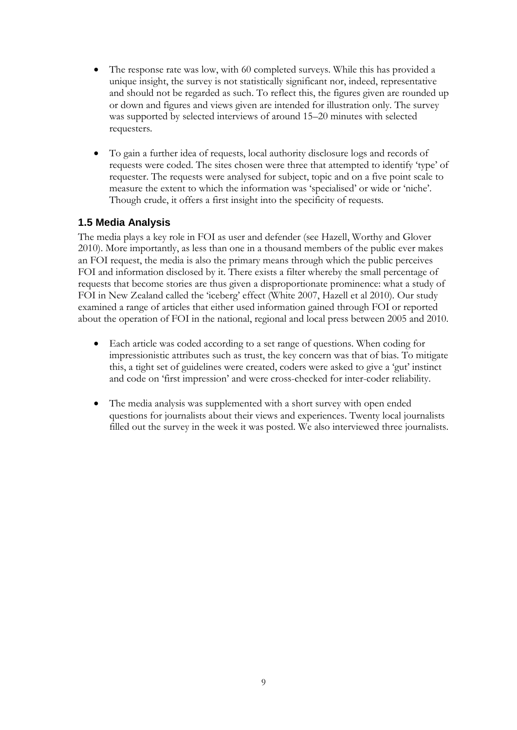- The response rate was low, with 60 completed surveys. While this has provided a unique insight, the survey is not statistically significant nor, indeed, representative and should not be regarded as such. To reflect this, the figures given are rounded up or down and figures and views given are intended for illustration only. The survey was supported by selected interviews of around 15–20 minutes with selected requesters.

- To gain a further idea of requests, local authority disclosure logs and records of requests were coded. The sites chosen were three that attempted to identify 'type' of requester. The requests were analysed for subject, topic and on a five point scale to measure the extent to which the information was 'specialised' or wide or 'niche'. Though crude, it offers a first insight into the specificity of requests.

### 1.5 Media Analysis

The media plays a key role in FOI as user and defender (see Hazell, Worthy and Glover 2010). More importantly, as less than one in a thousand members of the public ever makes an FOI request, the media is also the primary means through which the public perceives FOI and information disclosed by it. There exists a filter whereby the small percentage of requests that become stories are thus given a disproportionate prominence: what a study of FOI in New Zealand called the 'iceberg' effect (White 2007, Hazell et al 2010). Our study examined a range of articles that either used information gained through FOI or reported about the operation of FOI in the national, regional and local press between 2005 and 2010.

- Each article was coded according to a set range of questions. When coding for impressionistic attributes such as trust, the key concern was that of bias. To mitigate this, a tight set of guidelines were created, coders were asked to give a 'gut' instinct and code on 'first impression' and were cross-checked for inter-coder reliability.

- The media analysis was supplemented with a short survey with open ended questions for journalists about their views and experiences. Twenty local journalists filled out the survey in the week it was posted. We also interviewed three journalists.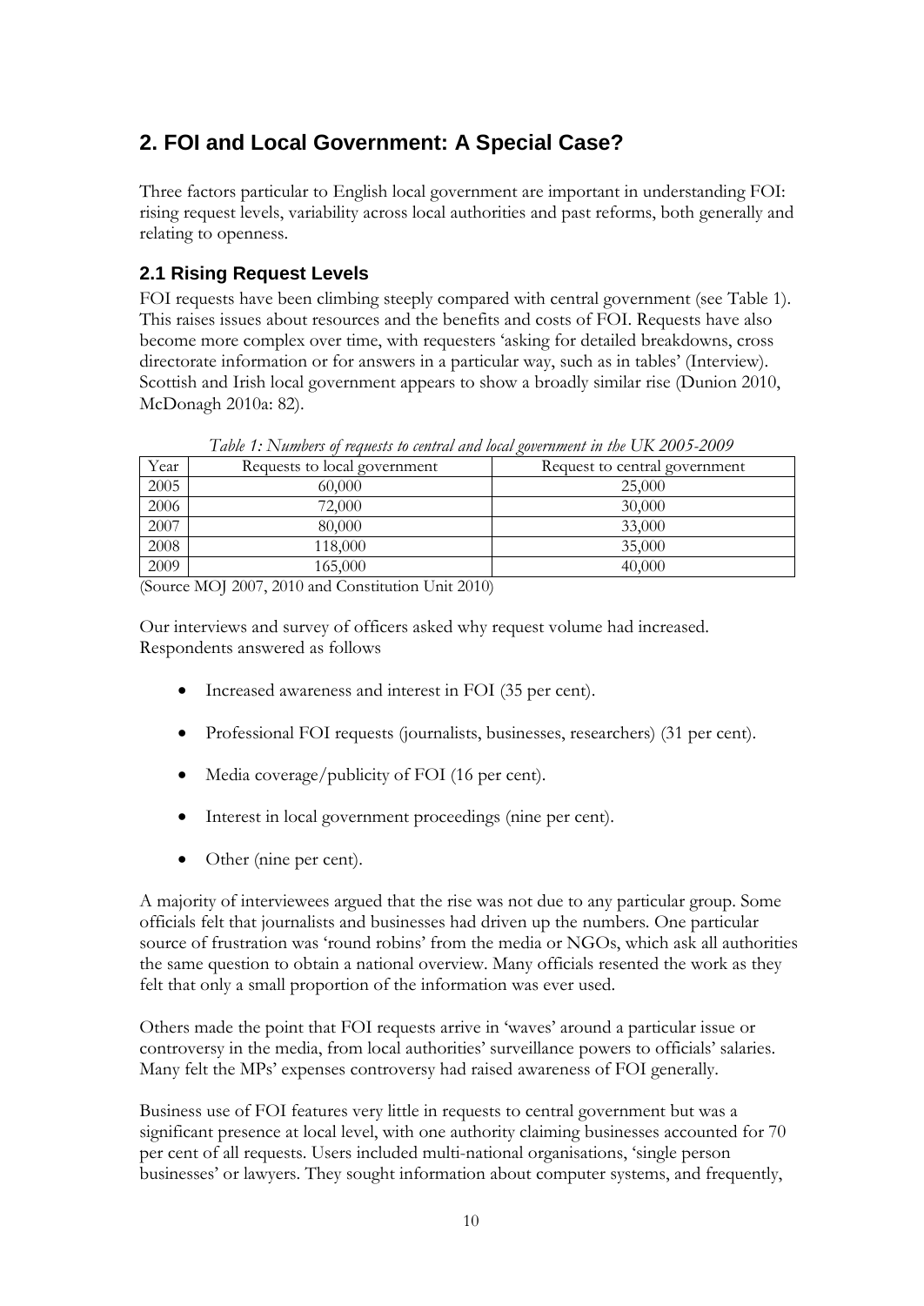## 2. FOI and Local Government: A Special Case?

Three factors particular to English local government are important in understanding FOI: rising request levels, variability across local authorities and past reforms, both generally and relating to openness.

### 2.1 Rising Request Levels

FOI requests have been climbing steeply compared with central government (see Table 1). This raises issues about resources and the benefits and costs of FOI. Requests have also become more complex over time, with requesters 'asking for detailed breakdowns, cross directorate information or for answers in a particular way, such as in tables' (Interview). Scottish and Irish local government appears to show a broadly similar rise (Dunion 2010, McDonagh 2010a: 82).

*Table 1: Numbers of requests to central and local government in the UK 2005-2009*

| Year | Requests to local government | Request to central government |
| --- | --- | --- |
| 2005 | 60,000 | 25,000 |
| 2006 | 72,000 | 30,000 |
| 2007 | 80,000 | 33,000 |
| 2008 | 118,000 | 35,000 |
| 2009 | 165,000 | 40,000 |

(Source MOJ 2007, 2010 and Constitution Unit 2010)

Our interviews and survey of officers asked why request volume had increased. Respondents answered as follows

- Increased awareness and interest in FOI (35 per cent).
- Professional FOI requests (journalists, businesses, researchers) (31 per cent).
- Media coverage/publicity of FOI (16 per cent).
- Interest in local government proceedings (nine per cent).
- Other (nine per cent).

A majority of interviewees argued that the rise was not due to any particular group. Some officials felt that journalists and businesses had driven up the numbers. One particular source of frustration was 'round robins' from the media or NGOs, which ask all authorities the same question to obtain a national overview. Many officials resented the work as they felt that only a small proportion of the information was ever used.

Others made the point that FOI requests arrive in 'waves' around a particular issue or controversy in the media, from local authorities' surveillance powers to officials' salaries. Many felt the MPs' expenses controversy had raised awareness of FOI generally.

Business use of FOI features very little in requests to central government but was a significant presence at local level, with one authority claiming businesses accounted for 70 per cent of all requests. Users included multi-national organisations, 'single person businesses' or lawyers. They sought information about computer systems, and frequently,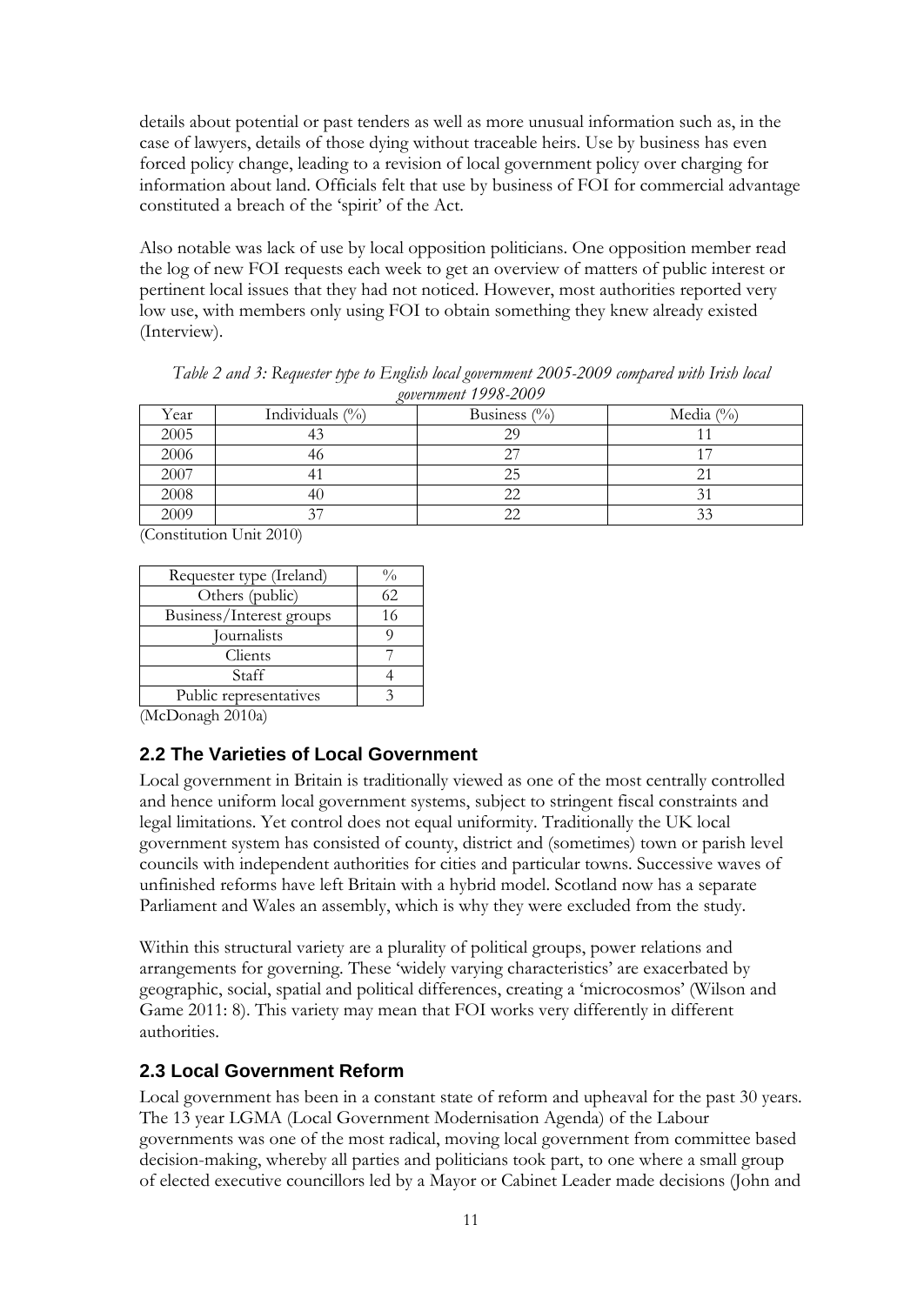details about potential or past tenders as well as more unusual information such as, in the case of lawyers, details of those dying without traceable heirs. Use by business has even forced policy change, leading to a revision of local government policy over charging for information about land. Officials felt that use by business of FOI for commercial advantage constituted a breach of the 'spirit' of the Act.

Also notable was lack of use by local opposition politicians. One opposition member read the log of new FOI requests each week to get an overview of matters of public interest or pertinent local issues that they had not noticed. However, most authorities reported very low use, with members only using FOI to obtain something they knew already existed (Interview).

*Table 2 and 3: Requester type to English local government 2005-2009 compared with Irish local government 1998-2009*

| Year | Individuals (%) | Business (%) | Media (%) |
|---|---|---|---|
| 2005 | 43 | 29 | 11 |
| 2006 | 46 | 27 | 17 |
| 2007 | 41 | 25 | 21 |
| 2008 | 40 | 22 | 31 |
| 2009 | 37 | 22 | 33 |

(Constitution Unit 2010)

| Requester type (Ireland) | % |
|---|---|
| Others (public) | 62 |
| Business/Interest groups | 16 |
| Journalists | 9 |
| Clients | 7 |
| Staff | 4 |
| Public representatives | 3 |

(McDonagh 2010a)

## 2.2 The Varieties of Local Government

Local government in Britain is traditionally viewed as one of the most centrally controlled and hence uniform local government systems, subject to stringent fiscal constraints and legal limitations. Yet control does not equal uniformity. Traditionally the UK local government system has consisted of county, district and (sometimes) town or parish level councils with independent authorities for cities and particular towns. Successive waves of unfinished reforms have left Britain with a hybrid model. Scotland now has a separate Parliament and Wales an assembly, which is why they were excluded from the study.

Within this structural variety are a plurality of political groups, power relations and arrangements for governing. These 'widely varying characteristics' are exacerbated by geographic, social, spatial and political differences, creating a 'microcosmos' (Wilson and Game 2011: 8). This variety may mean that FOI works very differently in different authorities.

## 2.3 Local Government Reform

Local government has been in a constant state of reform and upheaval for the past 30 years. The 13 year LGMA (Local Government Modernisation Agenda) of the Labour governments was one of the most radical, moving local government from committee based decision-making, whereby all parties and politicians took part, to one where a small group of elected executive councillors led by a Mayor or Cabinet Leader made decisions (John and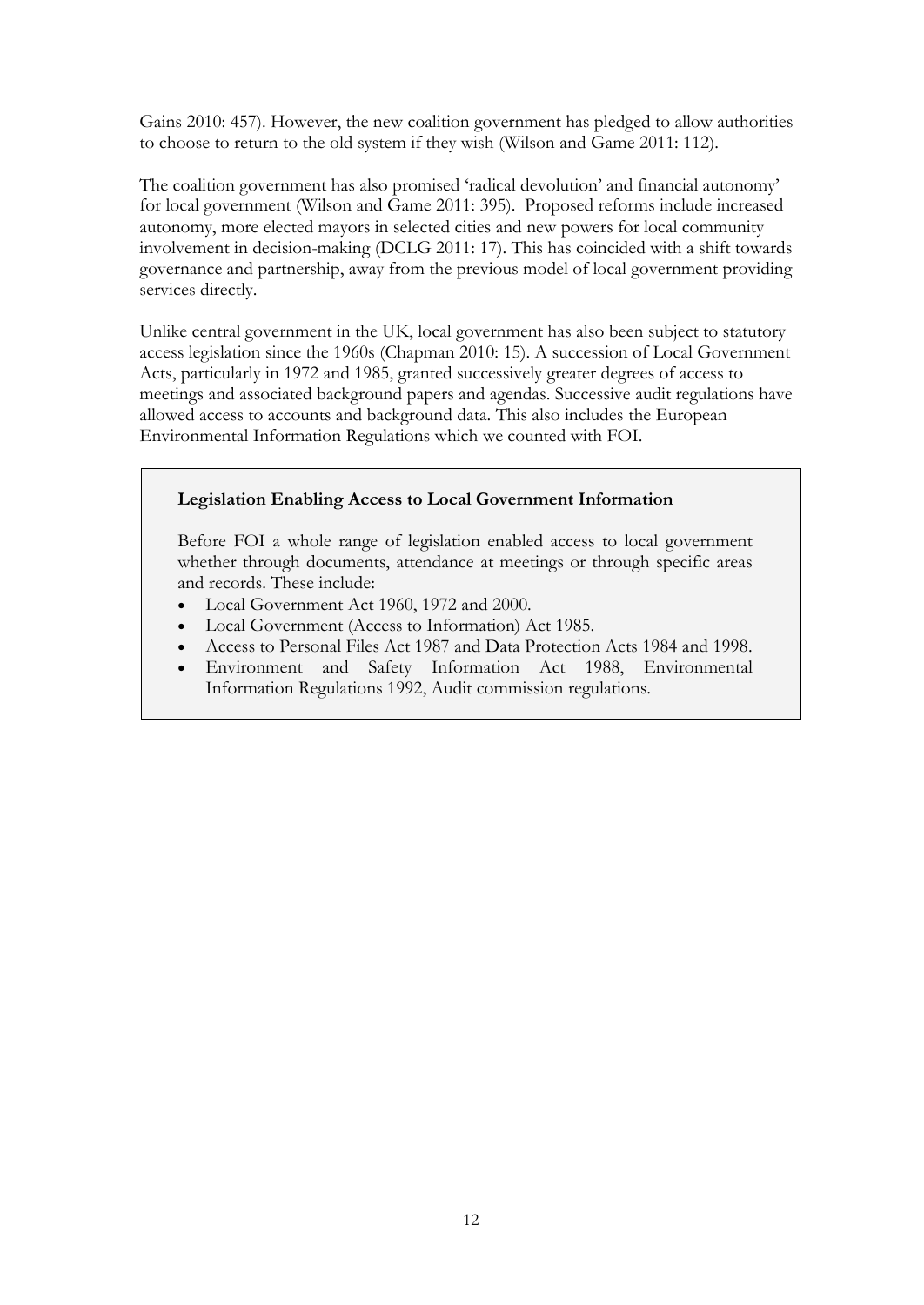Gains 2010: 457). However, the new coalition government has pledged to allow authorities to choose to return to the old system if they wish (Wilson and Game 2011: 112).

The coalition government has also promised 'radical devolution' and financial autonomy' for local government (Wilson and Game 2011: 395). Proposed reforms include increased autonomy, more elected mayors in selected cities and new powers for local community involvement in decision-making (DCLG 2011: 17). This has coincided with a shift towards governance and partnership, away from the previous model of local government providing services directly.

Unlike central government in the UK, local government has also been subject to statutory access legislation since the 1960s (Chapman 2010: 15). A succession of Local Government Acts, particularly in 1972 and 1985, granted successively greater degrees of access to meetings and associated background papers and agendas. Successive audit regulations have allowed access to accounts and background data. This also includes the European Environmental Information Regulations which we counted with FOI.

**Legislation Enabling Access to Local Government Information**

Before FOI a whole range of legislation enabled access to local government whether through documents, attendance at meetings or through specific areas and records. These include:

- Local Government Act 1960, 1972 and 2000.
- Local Government (Access to Information) Act 1985.
- Access to Personal Files Act 1987 and Data Protection Acts 1984 and 1998.
- Environment and Safety Information Act 1988, Environmental Information Regulations 1992, Audit commission regulations.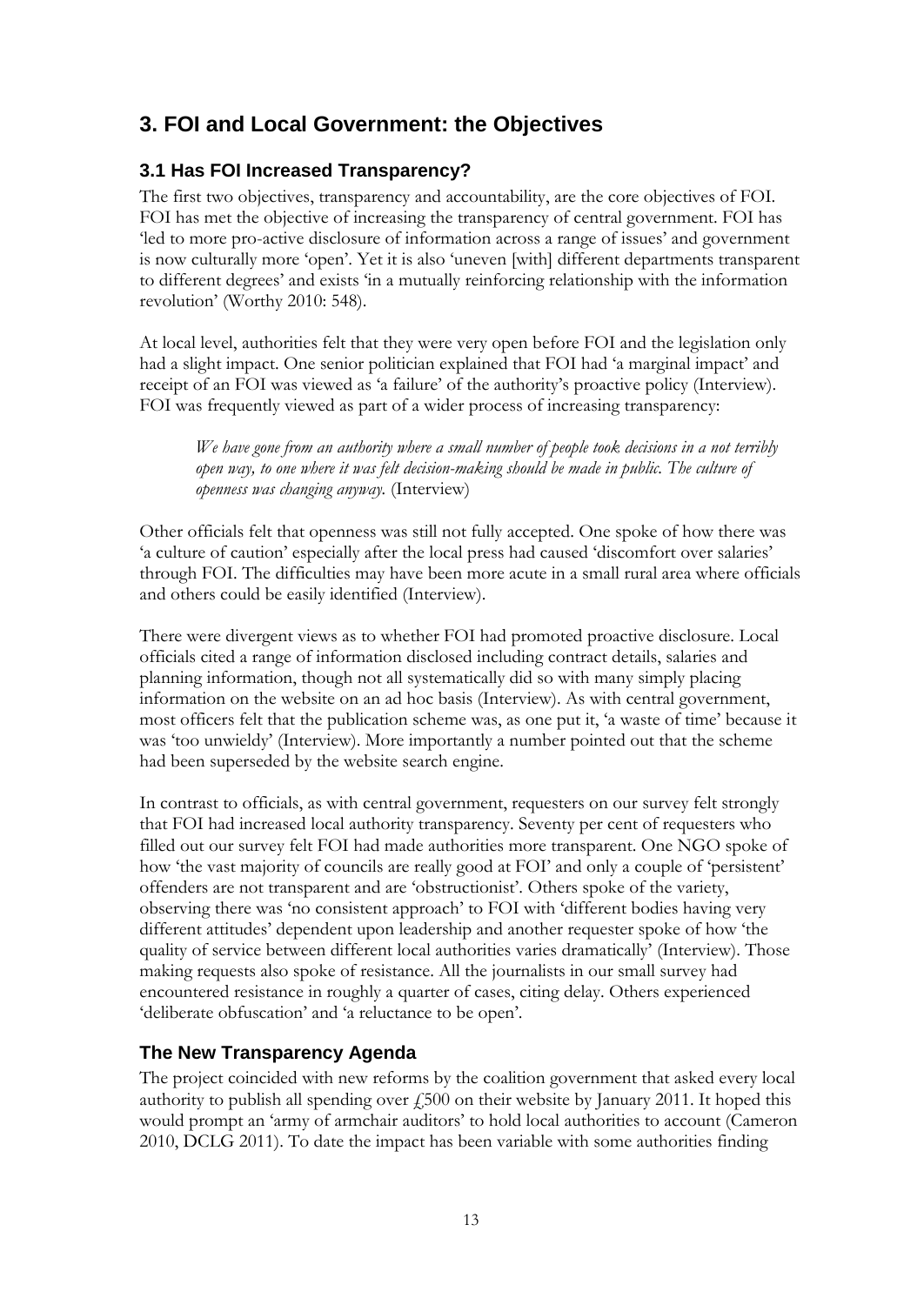## 3. FOI and Local Government: the Objectives

### 3.1 Has FOI Increased Transparency?

The first two objectives, transparency and accountability, are the core objectives of FOI. FOI has met the objective of increasing the transparency of central government. FOI has 'led to more pro-active disclosure of information across a range of issues' and government is now culturally more 'open'. Yet it is also 'uneven [with] different departments transparent to different degrees' and exists 'in a mutually reinforcing relationship with the information revolution' (Worthy 2010: 548).

At local level, authorities felt that they were very open before FOI and the legislation only had a slight impact. One senior politician explained that FOI had 'a marginal impact' and receipt of an FOI was viewed as 'a failure' of the authority's proactive policy (Interview). FOI was frequently viewed as part of a wider process of increasing transparency:

> *We have gone from an authority where a small number of people took decisions in a not terribly open way, to one where it was felt decision-making should be made in public. The culture of openness was changing anyway.* (Interview)

Other officials felt that openness was still not fully accepted. One spoke of how there was 'a culture of caution' especially after the local press had caused 'discomfort over salaries' through FOI. The difficulties may have been more acute in a small rural area where officials and others could be easily identified (Interview).

There were divergent views as to whether FOI had promoted proactive disclosure. Local officials cited a range of information disclosed including contract details, salaries and planning information, though not all systematically did so with many simply placing information on the website on an ad hoc basis (Interview). As with central government, most officers felt that the publication scheme was, as one put it, 'a waste of time' because it was 'too unwieldy' (Interview). More importantly a number pointed out that the scheme had been superseded by the website search engine.

In contrast to officials, as with central government, requesters on our survey felt strongly that FOI had increased local authority transparency. Seventy per cent of requesters who filled out our survey felt FOI had made authorities more transparent. One NGO spoke of how 'the vast majority of councils are really good at FOI' and only a couple of 'persistent' offenders are not transparent and are 'obstructionist'. Others spoke of the variety, observing there was 'no consistent approach' to FOI with 'different bodies having very different attitudes' dependent upon leadership and another requester spoke of how 'the quality of service between different local authorities varies dramatically' (Interview). Those making requests also spoke of resistance. All the journalists in our small survey had encountered resistance in roughly a quarter of cases, citing delay. Others experienced 'deliberate obfuscation' and 'a reluctance to be open'.

### The New Transparency Agenda

The project coincided with new reforms by the coalition government that asked every local authority to publish all spending over £500 on their website by January 2011. It hoped this would prompt an 'army of armchair auditors' to hold local authorities to account (Cameron 2010, DCLG 2011). To date the impact has been variable with some authorities finding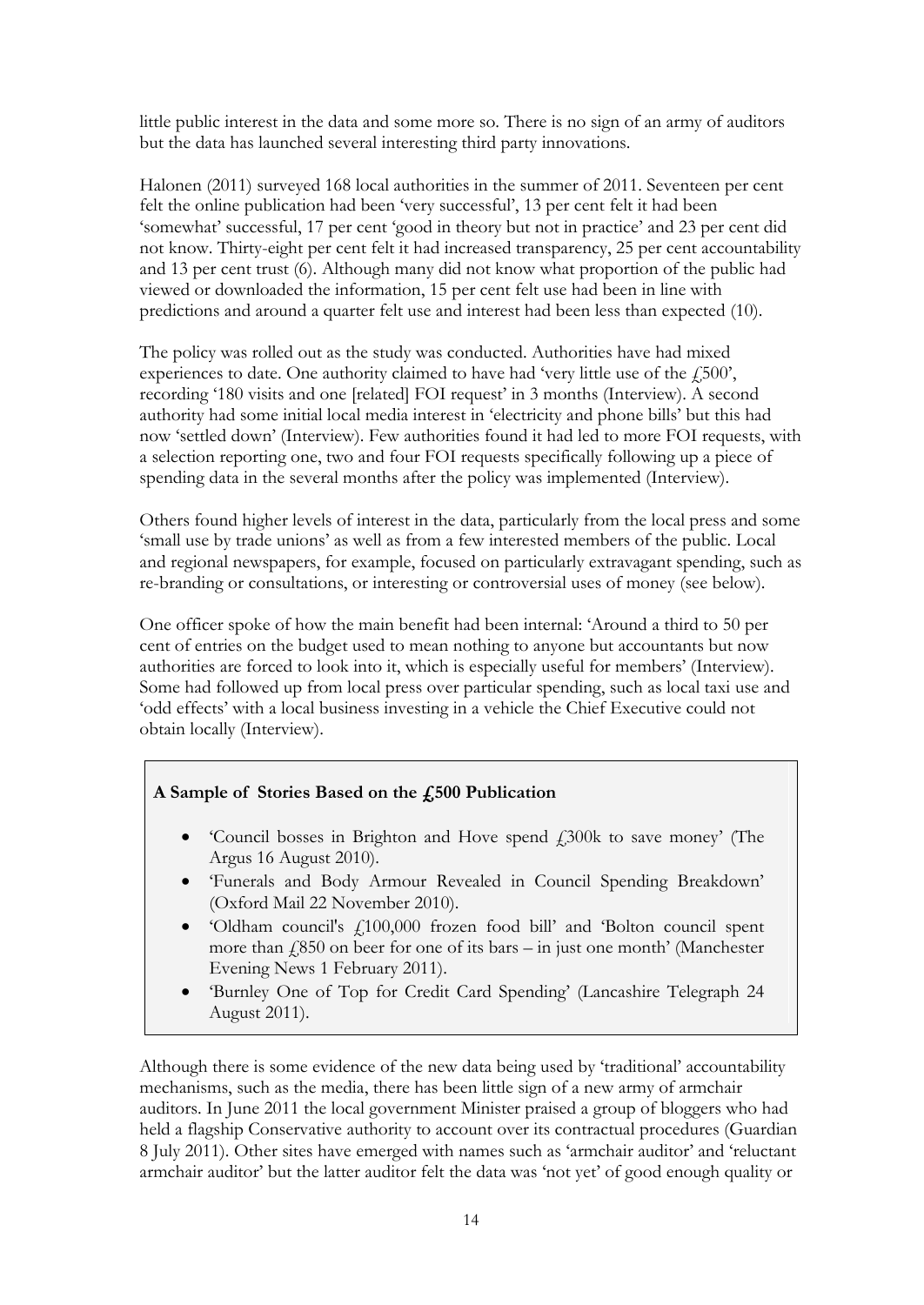little public interest in the data and some more so. There is no sign of an army of auditors but the data has launched several interesting third party innovations.

Halonen (2011) surveyed 168 local authorities in the summer of 2011. Seventeen per cent felt the online publication had been 'very successful', 13 per cent felt it had been 'somewhat' successful, 17 per cent 'good in theory but not in practice' and 23 per cent did not know. Thirty-eight per cent felt it had increased transparency, 25 per cent accountability and 13 per cent trust (6). Although many did not know what proportion of the public had viewed or downloaded the information, 15 per cent felt use had been in line with predictions and around a quarter felt use and interest had been less than expected (10).

The policy was rolled out as the study was conducted. Authorities have had mixed experiences to date. One authority claimed to have had 'very little use of the £500', recording '180 visits and one [related] FOI request' in 3 months (Interview). A second authority had some initial local media interest in 'electricity and phone bills' but this had now 'settled down' (Interview). Few authorities found it had led to more FOI requests, with a selection reporting one, two and four FOI requests specifically following up a piece of spending data in the several months after the policy was implemented (Interview).

Others found higher levels of interest in the data, particularly from the local press and some 'small use by trade unions' as well as from a few interested members of the public. Local and regional newspapers, for example, focused on particularly extravagant spending, such as re-branding or consultations, or interesting or controversial uses of money (see below).

One officer spoke of how the main benefit had been internal: 'Around a third to 50 per cent of entries on the budget used to mean nothing to anyone but accountants but now authorities are forced to look into it, which is especially useful for members' (Interview). Some had followed up from local press over particular spending, such as local taxi use and 'odd effects' with a local business investing in a vehicle the Chief Executive could not obtain locally (Interview).

**A Sample of Stories Based on the £500 Publication**

- 'Council bosses in Brighton and Hove spend £300k to save money' (The Argus 16 August 2010).
- 'Funerals and Body Armour Revealed in Council Spending Breakdown' (Oxford Mail 22 November 2010).
- 'Oldham council's £100,000 frozen food bill' and 'Bolton council spent more than £850 on beer for one of its bars – in just one month' (Manchester Evening News 1 February 2011).
- 'Burnley One of Top for Credit Card Spending' (Lancashire Telegraph 24 August 2011).

Although there is some evidence of the new data being used by 'traditional' accountability mechanisms, such as the media, there has been little sign of a new army of armchair auditors. In June 2011 the local government Minister praised a group of bloggers who had held a flagship Conservative authority to account over its contractual procedures (Guardian 8 July 2011). Other sites have emerged with names such as 'armchair auditor' and 'reluctant armchair auditor' but the latter auditor felt the data was 'not yet' of good enough quality or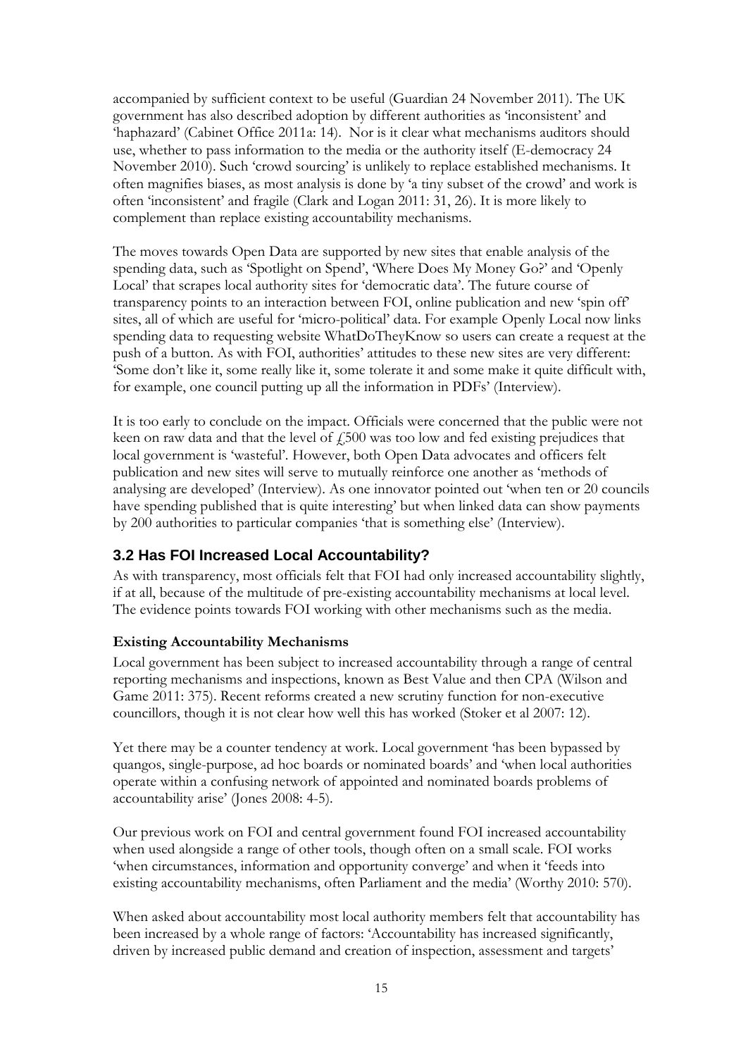accompanied by sufficient context to be useful (Guardian 24 November 2011). The UK government has also described adoption by different authorities as 'inconsistent' and 'haphazard' (Cabinet Office 2011a: 14). Nor is it clear what mechanisms auditors should use, whether to pass information to the media or the authority itself (E-democracy 24 November 2010). Such 'crowd sourcing' is unlikely to replace established mechanisms. It often magnifies biases, as most analysis is done by 'a tiny subset of the crowd' and work is often 'inconsistent' and fragile (Clark and Logan 2011: 31, 26). It is more likely to complement than replace existing accountability mechanisms.

The moves towards Open Data are supported by new sites that enable analysis of the spending data, such as 'Spotlight on Spend', 'Where Does My Money Go?' and 'Openly Local' that scrapes local authority sites for 'democratic data'. The future course of transparency points to an interaction between FOI, online publication and new 'spin off' sites, all of which are useful for 'micro-political' data. For example Openly Local now links spending data to requesting website WhatDoTheyKnow so users can create a request at the push of a button. As with FOI, authorities' attitudes to these new sites are very different: 'Some don't like it, some really like it, some tolerate it and some make it quite difficult with, for example, one council putting up all the information in PDFs' (Interview).

It is too early to conclude on the impact. Officials were concerned that the public were not keen on raw data and that the level of £500 was too low and fed existing prejudices that local government is 'wasteful'. However, both Open Data advocates and officers felt publication and new sites will serve to mutually reinforce one another as 'methods of analysing are developed' (Interview). As one innovator pointed out 'when ten or 20 councils have spending published that is quite interesting' but when linked data can show payments by 200 authorities to particular companies 'that is something else' (Interview).

## 3.2 Has FOI Increased Local Accountability?

As with transparency, most officials felt that FOI had only increased accountability slightly, if at all, because of the multitude of pre-existing accountability mechanisms at local level. The evidence points towards FOI working with other mechanisms such as the media.

**Existing Accountability Mechanisms**

Local government has been subject to increased accountability through a range of central reporting mechanisms and inspections, known as Best Value and then CPA (Wilson and Game 2011: 375). Recent reforms created a new scrutiny function for non-executive councillors, though it is not clear how well this has worked (Stoker et al 2007: 12).

Yet there may be a counter tendency at work. Local government 'has been bypassed by quangos, single-purpose, ad hoc boards or nominated boards' and 'when local authorities operate within a confusing network of appointed and nominated boards problems of accountability arise' (Jones 2008: 4-5).

Our previous work on FOI and central government found FOI increased accountability when used alongside a range of other tools, though often on a small scale. FOI works 'when circumstances, information and opportunity converge' and when it 'feeds into existing accountability mechanisms, often Parliament and the media' (Worthy 2010: 570).

When asked about accountability most local authority members felt that accountability has been increased by a whole range of factors: 'Accountability has increased significantly, driven by increased public demand and creation of inspection, assessment and targets'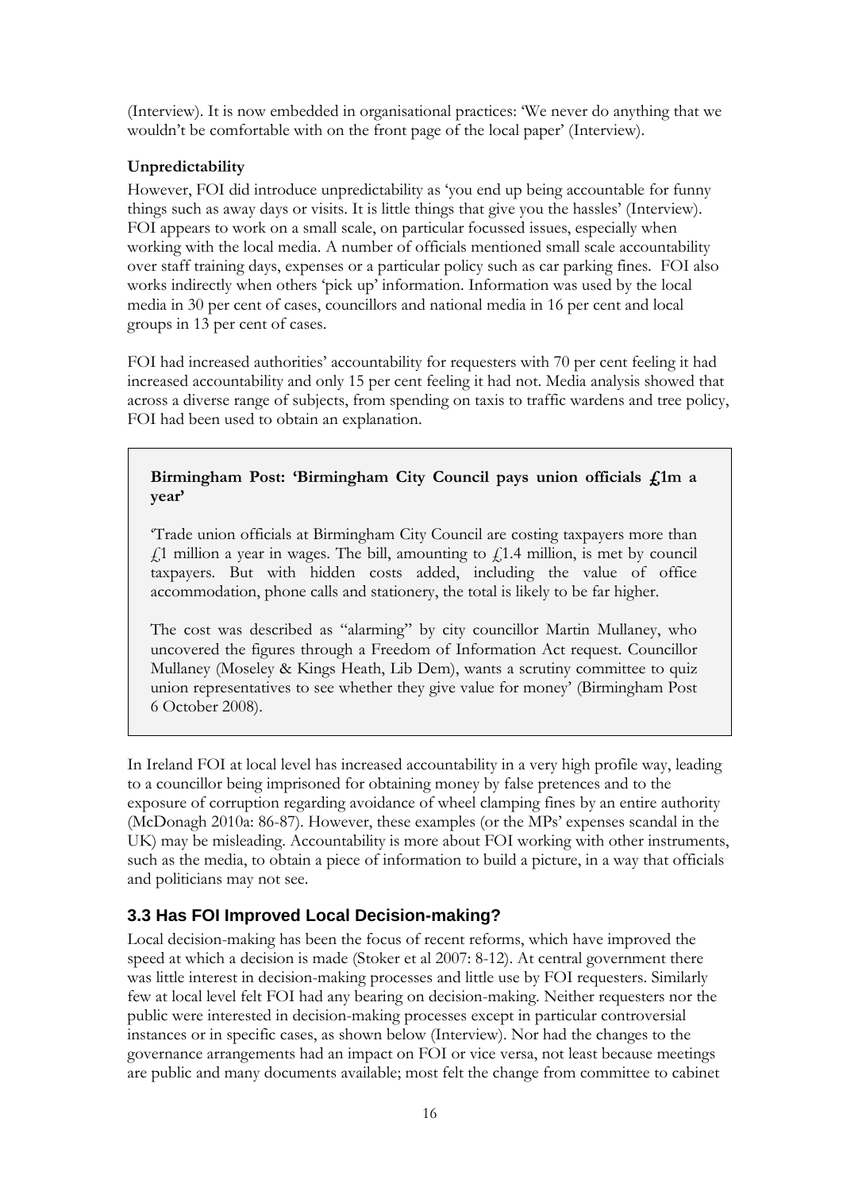(Interview). It is now embedded in organisational practices: 'We never do anything that we wouldn't be comfortable with on the front page of the local paper' (Interview).

**Unpredictability**

However, FOI did introduce unpredictability as 'you end up being accountable for funny things such as away days or visits. It is little things that give you the hassles' (Interview). FOI appears to work on a small scale, on particular focussed issues, especially when working with the local media. A number of officials mentioned small scale accountability over staff training days, expenses or a particular policy such as car parking fines. FOI also works indirectly when others 'pick up' information. Information was used by the local media in 30 per cent of cases, councillors and national media in 16 per cent and local groups in 13 per cent of cases.

FOI had increased authorities' accountability for requesters with 70 per cent feeling it had increased accountability and only 15 per cent feeling it had not. Media analysis showed that across a diverse range of subjects, from spending on taxis to traffic wardens and tree policy, FOI had been used to obtain an explanation.

> **Birmingham Post: 'Birmingham City Council pays union officials £1m a year'**
>
> 'Trade union officials at Birmingham City Council are costing taxpayers more than £1 million a year in wages. The bill, amounting to £1.4 million, is met by council taxpayers. But with hidden costs added, including the value of office accommodation, phone calls and stationery, the total is likely to be far higher.
>
> The cost was described as "alarming" by city councillor Martin Mullaney, who uncovered the figures through a Freedom of Information Act request. Councillor Mullaney (Moseley & Kings Heath, Lib Dem), wants a scrutiny committee to quiz union representatives to see whether they give value for money' (Birmingham Post 6 October 2008).

In Ireland FOI at local level has increased accountability in a very high profile way, leading to a councillor being imprisoned for obtaining money by false pretences and to the exposure of corruption regarding avoidance of wheel clamping fines by an entire authority (McDonagh 2010a: 86-87). However, these examples (or the MPs' expenses scandal in the UK) may be misleading. Accountability is more about FOI working with other instruments, such as the media, to obtain a piece of information to build a picture, in a way that officials and politicians may not see.

## 3.3 Has FOI Improved Local Decision-making?

Local decision-making has been the focus of recent reforms, which have improved the speed at which a decision is made (Stoker et al 2007: 8-12). At central government there was little interest in decision-making processes and little use by FOI requesters. Similarly few at local level felt FOI had any bearing on decision-making. Neither requesters nor the public were interested in decision-making processes except in particular controversial instances or in specific cases, as shown below (Interview). Nor had the changes to the governance arrangements had an impact on FOI or vice versa, not least because meetings are public and many documents available; most felt the change from committee to cabinet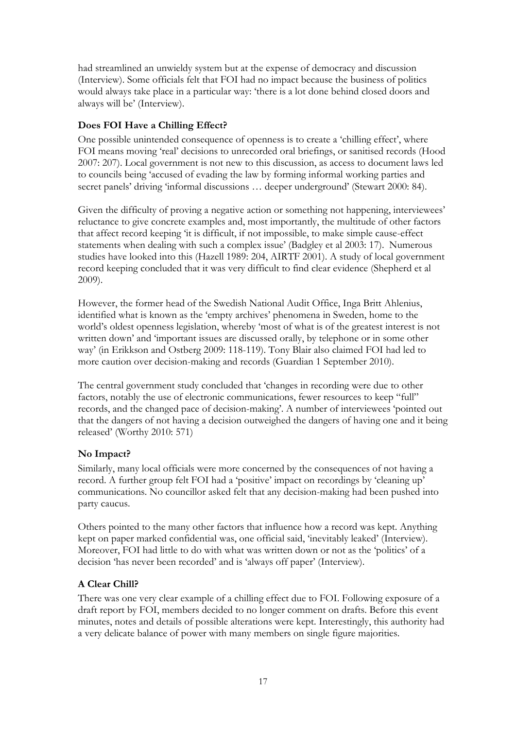had streamlined an unwieldy system but at the expense of democracy and discussion (Interview). Some officials felt that FOI had no impact because the business of politics would always take place in a particular way: 'there is a lot done behind closed doors and always will be' (Interview).

### Does FOI Have a Chilling Effect?

One possible unintended consequence of openness is to create a 'chilling effect', where FOI means moving 'real' decisions to unrecorded oral briefings, or sanitised records (Hood 2007: 207). Local government is not new to this discussion, as access to document laws led to councils being 'accused of evading the law by forming informal working parties and secret panels' driving 'informal discussions … deeper underground' (Stewart 2000: 84).

Given the difficulty of proving a negative action or something not happening, interviewees' reluctance to give concrete examples and, most importantly, the multitude of other factors that affect record keeping 'it is difficult, if not impossible, to make simple cause-effect statements when dealing with such a complex issue' (Badgley et al 2003: 17). Numerous studies have looked into this (Hazell 1989: 204, AIRTF 2001). A study of local government record keeping concluded that it was very difficult to find clear evidence (Shepherd et al 2009).

However, the former head of the Swedish National Audit Office, Inga Britt Ahlenius, identified what is known as the 'empty archives' phenomena in Sweden, home to the world's oldest openness legislation, whereby 'most of what is of the greatest interest is not written down' and 'important issues are discussed orally, by telephone or in some other way' (in Erikkson and Ostberg 2009: 118-119). Tony Blair also claimed FOI had led to more caution over decision-making and records (Guardian 1 September 2010).

The central government study concluded that 'changes in recording were due to other factors, notably the use of electronic communications, fewer resources to keep "full" records, and the changed pace of decision-making'. A number of interviewees 'pointed out that the dangers of not having a decision outweighed the dangers of having one and it being released' (Worthy 2010: 571)

### No Impact?

Similarly, many local officials were more concerned by the consequences of not having a record. A further group felt FOI had a 'positive' impact on recordings by 'cleaning up' communications. No councillor asked felt that any decision-making had been pushed into party caucus.

Others pointed to the many other factors that influence how a record was kept. Anything kept on paper marked confidential was, one official said, 'inevitably leaked' (Interview). Moreover, FOI had little to do with what was written down or not as the 'politics' of a decision 'has never been recorded' and is 'always off paper' (Interview).

### A Clear Chill?

There was one very clear example of a chilling effect due to FOI. Following exposure of a draft report by FOI, members decided to no longer comment on drafts. Before this event minutes, notes and details of possible alterations were kept. Interestingly, this authority had a very delicate balance of power with many members on single figure majorities.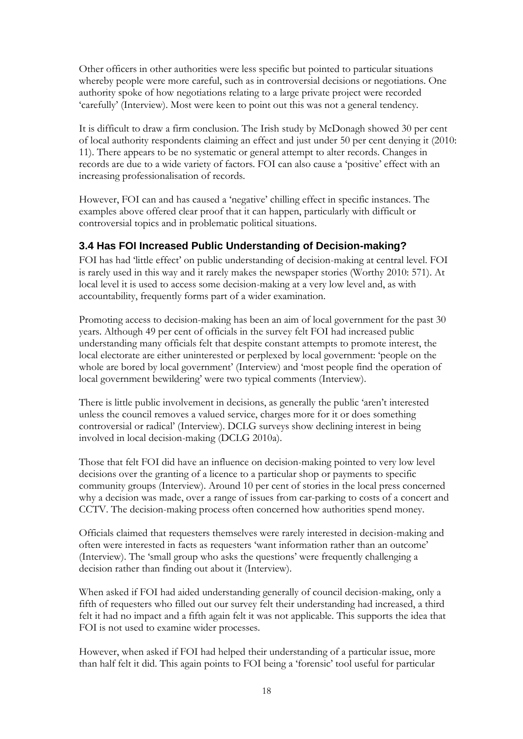Other officers in other authorities were less specific but pointed to particular situations whereby people were more careful, such as in controversial decisions or negotiations. One authority spoke of how negotiations relating to a large private project were recorded 'carefully' (Interview). Most were keen to point out this was not a general tendency.

It is difficult to draw a firm conclusion. The Irish study by McDonagh showed 30 per cent of local authority respondents claiming an effect and just under 50 per cent denying it (2010: 11). There appears to be no systematic or general attempt to alter records. Changes in records are due to a wide variety of factors. FOI can also cause a 'positive' effect with an increasing professionalisation of records.

However, FOI can and has caused a 'negative' chilling effect in specific instances. The examples above offered clear proof that it can happen, particularly with difficult or controversial topics and in problematic political situations.

### 3.4 Has FOI Increased Public Understanding of Decision-making?

FOI has had 'little effect' on public understanding of decision-making at central level. FOI is rarely used in this way and it rarely makes the newspaper stories (Worthy 2010: 571). At local level it is used to access some decision-making at a very low level and, as with accountability, frequently forms part of a wider examination.

Promoting access to decision-making has been an aim of local government for the past 30 years. Although 49 per cent of officials in the survey felt FOI had increased public understanding many officials felt that despite constant attempts to promote interest, the local electorate are either uninterested or perplexed by local government: 'people on the whole are bored by local government' (Interview) and 'most people find the operation of local government bewildering' were two typical comments (Interview).

There is little public involvement in decisions, as generally the public 'aren't interested unless the council removes a valued service, charges more for it or does something controversial or radical' (Interview). DCLG surveys show declining interest in being involved in local decision-making (DCLG 2010a).

Those that felt FOI did have an influence on decision-making pointed to very low level decisions over the granting of a licence to a particular shop or payments to specific community groups (Interview). Around 10 per cent of stories in the local press concerned why a decision was made, over a range of issues from car-parking to costs of a concert and CCTV. The decision-making process often concerned how authorities spend money.

Officials claimed that requesters themselves were rarely interested in decision-making and often were interested in facts as requesters 'want information rather than an outcome' (Interview). The 'small group who asks the questions' were frequently challenging a decision rather than finding out about it (Interview).

When asked if FOI had aided understanding generally of council decision-making, only a fifth of requesters who filled out our survey felt their understanding had increased, a third felt it had no impact and a fifth again felt it was not applicable. This supports the idea that FOI is not used to examine wider processes.

However, when asked if FOI had helped their understanding of a particular issue, more than half felt it did. This again points to FOI being a 'forensic' tool useful for particular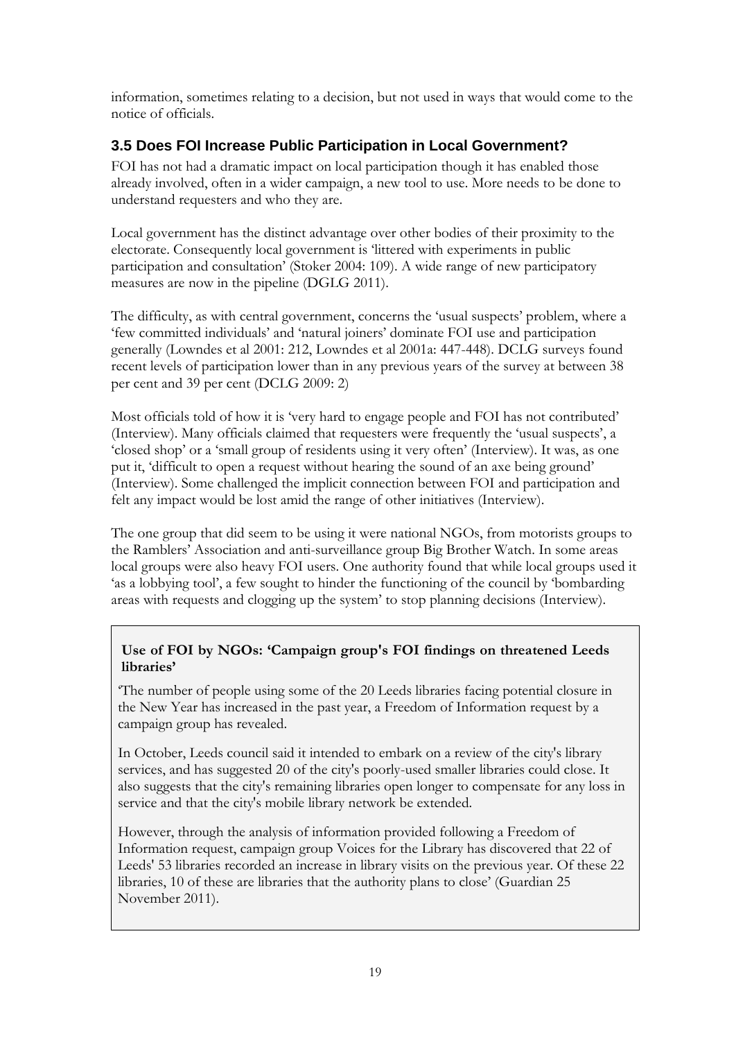information, sometimes relating to a decision, but not used in ways that would come to the notice of officials.

### 3.5 Does FOI Increase Public Participation in Local Government?

FOI has not had a dramatic impact on local participation though it has enabled those already involved, often in a wider campaign, a new tool to use. More needs to be done to understand requesters and who they are.

Local government has the distinct advantage over other bodies of their proximity to the electorate. Consequently local government is 'littered with experiments in public participation and consultation' (Stoker 2004: 109). A wide range of new participatory measures are now in the pipeline (DGLG 2011).

The difficulty, as with central government, concerns the 'usual suspects' problem, where a 'few committed individuals' and 'natural joiners' dominate FOI use and participation generally (Lowndes et al 2001: 212, Lowndes et al 2001a: 447-448). DCLG surveys found recent levels of participation lower than in any previous years of the survey at between 38 per cent and 39 per cent (DCLG 2009: 2)

Most officials told of how it is 'very hard to engage people and FOI has not contributed' (Interview). Many officials claimed that requesters were frequently the 'usual suspects', a 'closed shop' or a 'small group of residents using it very often' (Interview). It was, as one put it, 'difficult to open a request without hearing the sound of an axe being ground' (Interview). Some challenged the implicit connection between FOI and participation and felt any impact would be lost amid the range of other initiatives (Interview).

The one group that did seem to be using it were national NGOs, from motorists groups to the Ramblers' Association and anti-surveillance group Big Brother Watch. In some areas local groups were also heavy FOI users. One authority found that while local groups used it 'as a lobbying tool', a few sought to hinder the functioning of the council by 'bombarding areas with requests and clogging up the system' to stop planning decisions (Interview).

**Use of FOI by NGOs: 'Campaign group's FOI findings on threatened Leeds libraries'**

'The number of people using some of the 20 Leeds libraries facing potential closure in the New Year has increased in the past year, a Freedom of Information request by a campaign group has revealed.

In October, Leeds council said it intended to embark on a review of the city's library services, and has suggested 20 of the city's poorly-used smaller libraries could close. It also suggests that the city's remaining libraries open longer to compensate for any loss in service and that the city's mobile library network be extended.

However, through the analysis of information provided following a Freedom of Information request, campaign group Voices for the Library has discovered that 22 of Leeds' 53 libraries recorded an increase in library visits on the previous year. Of these 22 libraries, 10 of these are libraries that the authority plans to close' (Guardian 25 November 2011).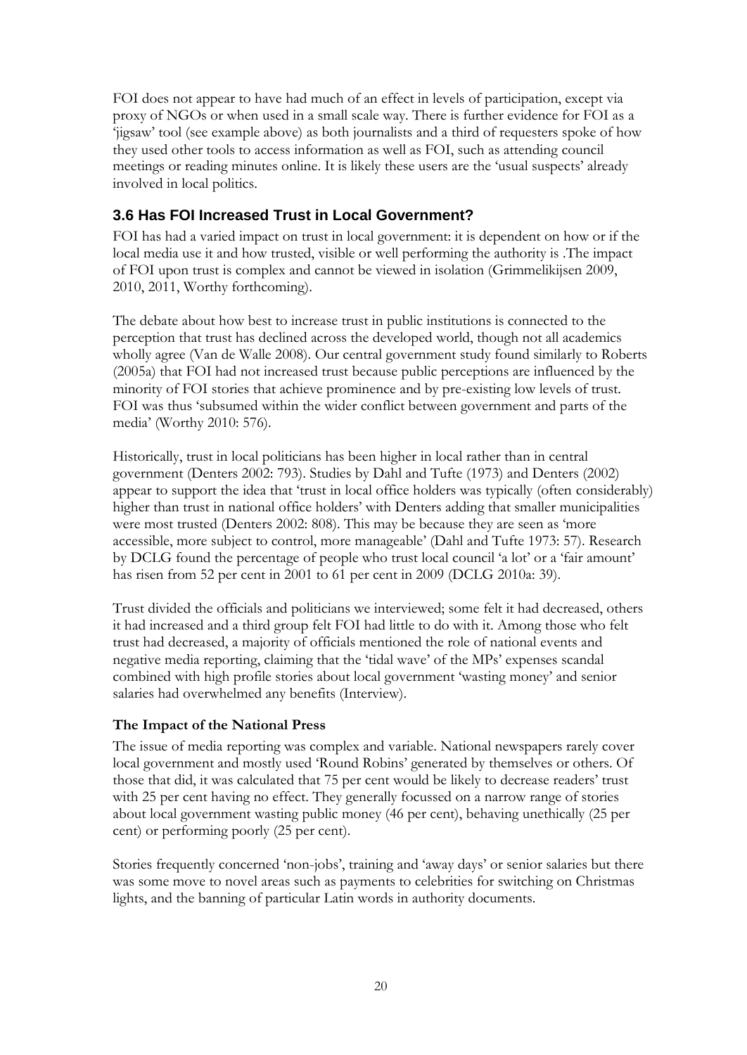FOI does not appear to have had much of an effect in levels of participation, except via proxy of NGOs or when used in a small scale way. There is further evidence for FOI as a 'jigsaw' tool (see example above) as both journalists and a third of requesters spoke of how they used other tools to access information as well as FOI, such as attending council meetings or reading minutes online. It is likely these users are the 'usual suspects' already involved in local politics.

### 3.6 Has FOI Increased Trust in Local Government?

FOI has had a varied impact on trust in local government: it is dependent on how or if the local media use it and how trusted, visible or well performing the authority is .The impact of FOI upon trust is complex and cannot be viewed in isolation (Grimmelikijsen 2009, 2010, 2011, Worthy forthcoming).

The debate about how best to increase trust in public institutions is connected to the perception that trust has declined across the developed world, though not all academics wholly agree (Van de Walle 2008). Our central government study found similarly to Roberts (2005a) that FOI had not increased trust because public perceptions are influenced by the minority of FOI stories that achieve prominence and by pre-existing low levels of trust. FOI was thus 'subsumed within the wider conflict between government and parts of the media' (Worthy 2010: 576).

Historically, trust in local politicians has been higher in local rather than in central government (Denters 2002: 793). Studies by Dahl and Tufte (1973) and Denters (2002) appear to support the idea that 'trust in local office holders was typically (often considerably) higher than trust in national office holders' with Denters adding that smaller municipalities were most trusted (Denters 2002: 808). This may be because they are seen as 'more accessible, more subject to control, more manageable' (Dahl and Tufte 1973: 57). Research by DCLG found the percentage of people who trust local council 'a lot' or a 'fair amount' has risen from 52 per cent in 2001 to 61 per cent in 2009 (DCLG 2010a: 39).

Trust divided the officials and politicians we interviewed; some felt it had decreased, others it had increased and a third group felt FOI had little to do with it. Among those who felt trust had decreased, a majority of officials mentioned the role of national events and negative media reporting, claiming that the 'tidal wave' of the MPs' expenses scandal combined with high profile stories about local government 'wasting money' and senior salaries had overwhelmed any benefits (Interview).

**The Impact of the National Press**

The issue of media reporting was complex and variable. National newspapers rarely cover local government and mostly used 'Round Robins' generated by themselves or others. Of those that did, it was calculated that 75 per cent would be likely to decrease readers' trust with 25 per cent having no effect. They generally focussed on a narrow range of stories about local government wasting public money (46 per cent), behaving unethically (25 per cent) or performing poorly (25 per cent).

Stories frequently concerned 'non-jobs', training and 'away days' or senior salaries but there was some move to novel areas such as payments to celebrities for switching on Christmas lights, and the banning of particular Latin words in authority documents.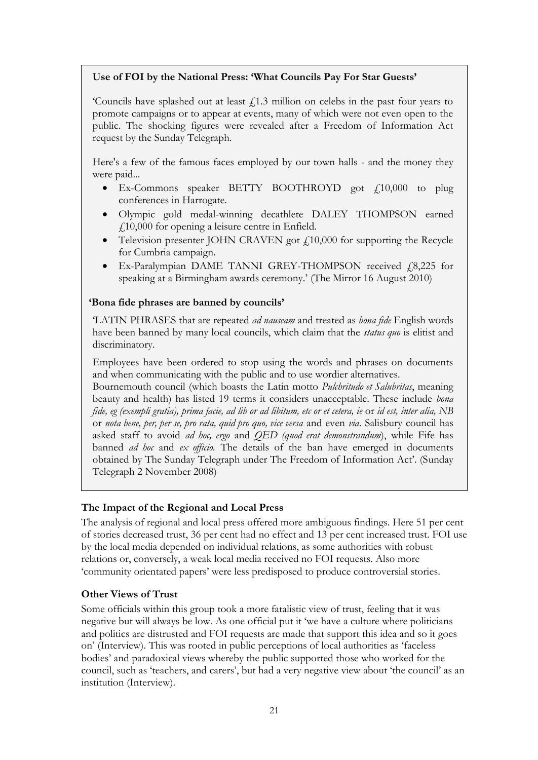**Use of FOI by the National Press: 'What Councils Pay For Star Guests'**

'Councils have splashed out at least £1.3 million on celebs in the past four years to promote campaigns or to appear at events, many of which were not even open to the public. The shocking figures were revealed after a Freedom of Information Act request by the Sunday Telegraph.

Here's a few of the famous faces employed by our town halls - and the money they were paid...

- Ex-Commons speaker BETTY BOOTHROYD got £10,000 to plug conferences in Harrogate.
- Olympic gold medal-winning decathlete DALEY THOMPSON earned £10,000 for opening a leisure centre in Enfield.
- Television presenter JOHN CRAVEN got £10,000 for supporting the Recycle for Cumbria campaign.
- Ex-Paralympian DAME TANNI GREY-THOMPSON received £8,225 for speaking at a Birmingham awards ceremony.' (The Mirror 16 August 2010)

**'Bona fide phrases are banned by councils'**

'LATIN PHRASES that are repeated *ad nauseam* and treated as *bona fide* English words have been banned by many local councils, which claim that the *status quo* is elitist and discriminatory.

Employees have been ordered to stop using the words and phrases on documents and when communicating with the public and to use wordier alternatives.
Bournemouth council (which boasts the Latin motto *Pulchritudo et Salubritas*, meaning beauty and health) has listed 19 terms it considers unacceptable. These include *bona fide, eg (exempli gratia), prima facie, ad lib or ad libitum, etc or et cetera, ie* or *id est, inter alia, NB* or *nota bene, per, per se, pro rata, quid pro quo, vice versa* and even *via*. Salisbury council has asked staff to avoid *ad hoc, ergo* and *QED (quod erat demonstrandum*), while Fife has banned *ad hoc* and *ex officio*. The details of the ban have emerged in documents obtained by The Sunday Telegraph under The Freedom of Information Act'. (Sunday Telegraph 2 November 2008)

### The Impact of the Regional and Local Press

The analysis of regional and local press offered more ambiguous findings. Here 51 per cent of stories decreased trust, 36 per cent had no effect and 13 per cent increased trust. FOI use by the local media depended on individual relations, as some authorities with robust relations or, conversely, a weak local media received no FOI requests. Also more 'community orientated papers' were less predisposed to produce controversial stories.

### Other Views of Trust

Some officials within this group took a more fatalistic view of trust, feeling that it was negative but will always be low. As one official put it 'we have a culture where politicians and politics are distrusted and FOI requests are made that support this idea and so it goes on' (Interview). This was rooted in public perceptions of local authorities as 'faceless bodies' and paradoxical views whereby the public supported those who worked for the council, such as 'teachers, and carers', but had a very negative view about 'the council' as an institution (Interview).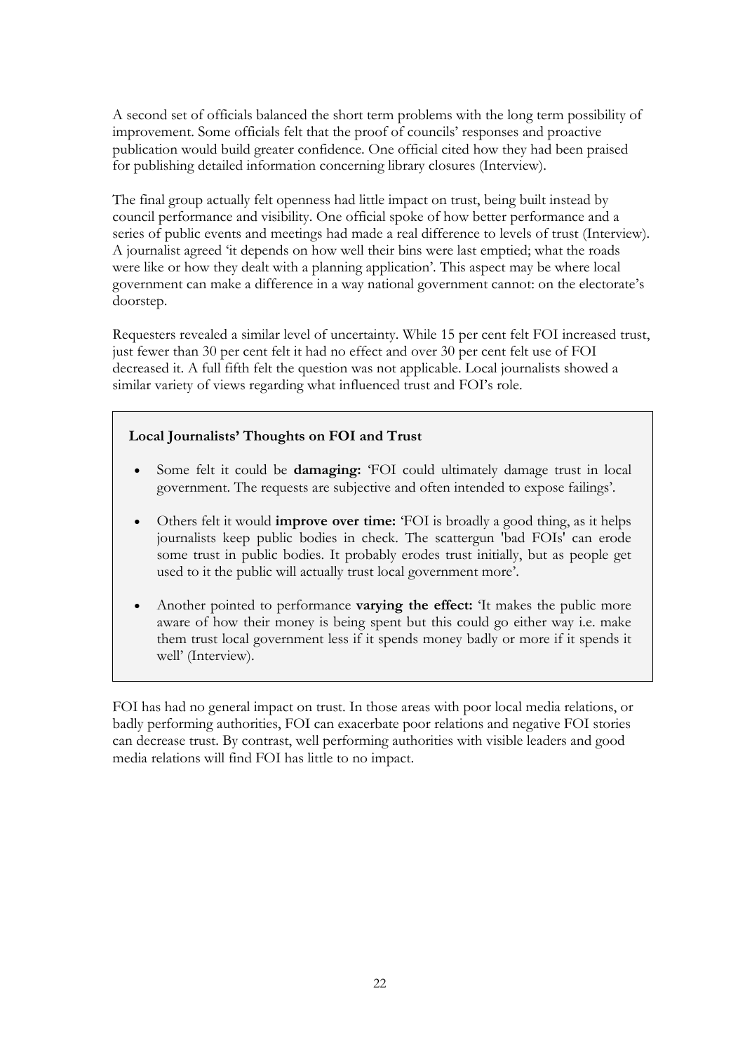A second set of officials balanced the short term problems with the long term possibility of improvement. Some officials felt that the proof of councils' responses and proactive publication would build greater confidence. One official cited how they had been praised for publishing detailed information concerning library closures (Interview).

The final group actually felt openness had little impact on trust, being built instead by council performance and visibility. One official spoke of how better performance and a series of public events and meetings had made a real difference to levels of trust (Interview). A journalist agreed 'it depends on how well their bins were last emptied; what the roads were like or how they dealt with a planning application'. This aspect may be where local government can make a difference in a way national government cannot: on the electorate's doorstep.

Requesters revealed a similar level of uncertainty. While 15 per cent felt FOI increased trust, just fewer than 30 per cent felt it had no effect and over 30 per cent felt use of FOI decreased it. A full fifth felt the question was not applicable. Local journalists showed a similar variety of views regarding what influenced trust and FOI's role.

**Local Journalists' Thoughts on FOI and Trust**

- Some felt it could be **damaging:** 'FOI could ultimately damage trust in local government. The requests are subjective and often intended to expose failings'.
- Others felt it would **improve over time:** 'FOI is broadly a good thing, as it helps journalists keep public bodies in check. The scattergun 'bad FOIs' can erode some trust in public bodies. It probably erodes trust initially, but as people get used to it the public will actually trust local government more'.
- Another pointed to performance **varying the effect:** 'It makes the public more aware of how their money is being spent but this could go either way i.e. make them trust local government less if it spends money badly or more if it spends it well' (Interview).

FOI has had no general impact on trust. In those areas with poor local media relations, or badly performing authorities, FOI can exacerbate poor relations and negative FOI stories can decrease trust. By contrast, well performing authorities with visible leaders and good media relations will find FOI has little to no impact.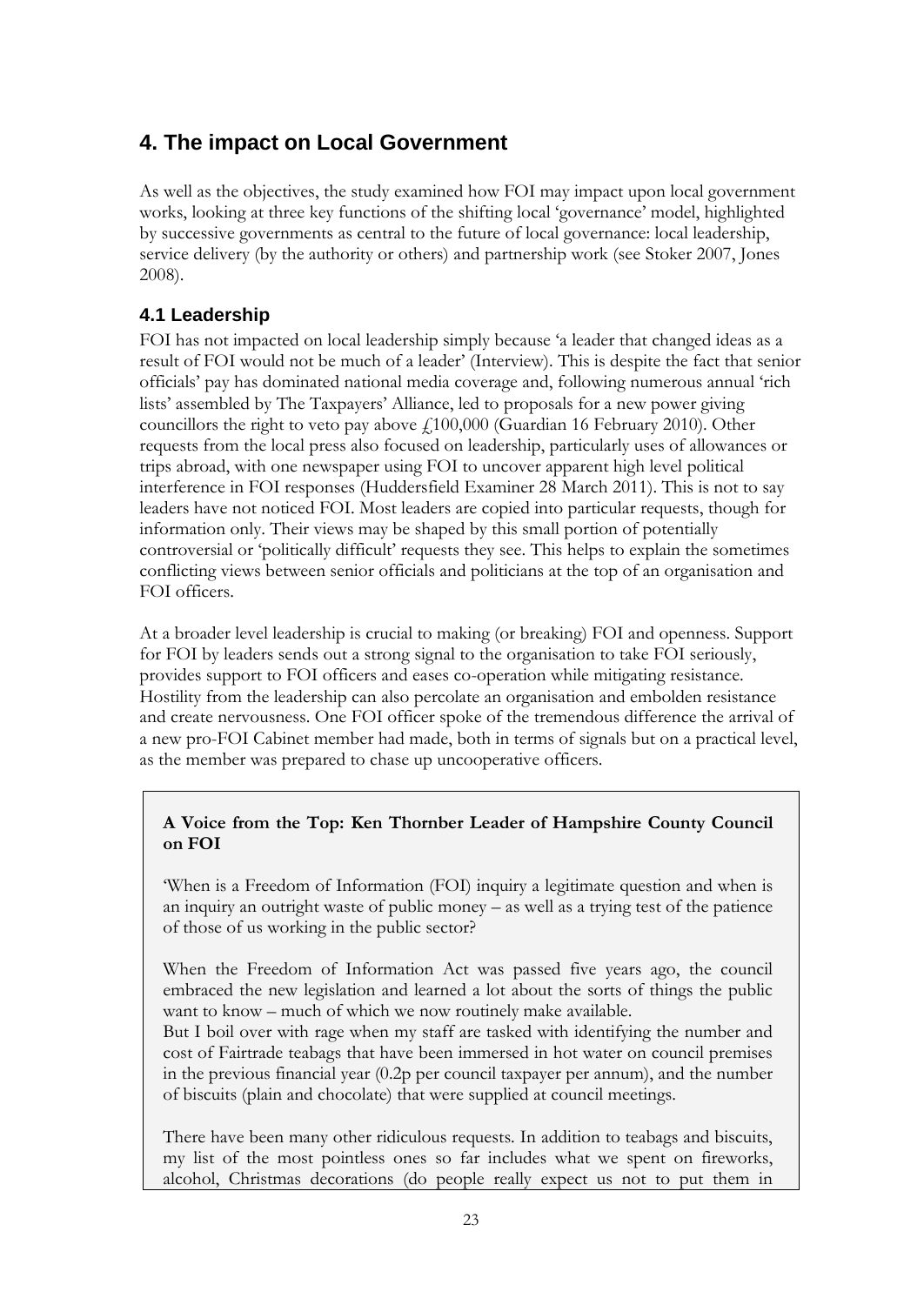## 4. The impact on Local Government

As well as the objectives, the study examined how FOI may impact upon local government works, looking at three key functions of the shifting local 'governance' model, highlighted by successive governments as central to the future of local governance: local leadership, service delivery (by the authority or others) and partnership work (see Stoker 2007, Jones 2008).

### 4.1 Leadership

FOI has not impacted on local leadership simply because 'a leader that changed ideas as a result of FOI would not be much of a leader' (Interview). This is despite the fact that senior officials' pay has dominated national media coverage and, following numerous annual 'rich lists' assembled by The Taxpayers' Alliance, led to proposals for a new power giving councillors the right to veto pay above £100,000 (Guardian 16 February 2010). Other requests from the local press also focused on leadership, particularly uses of allowances or trips abroad, with one newspaper using FOI to uncover apparent high level political interference in FOI responses (Huddersfield Examiner 28 March 2011). This is not to say leaders have not noticed FOI. Most leaders are copied into particular requests, though for information only. Their views may be shaped by this small portion of potentially controversial or 'politically difficult' requests they see. This helps to explain the sometimes conflicting views between senior officials and politicians at the top of an organisation and FOI officers.

At a broader level leadership is crucial to making (or breaking) FOI and openness. Support for FOI by leaders sends out a strong signal to the organisation to take FOI seriously, provides support to FOI officers and eases co-operation while mitigating resistance. Hostility from the leadership can also percolate an organisation and embolden resistance and create nervousness. One FOI officer spoke of the tremendous difference the arrival of a new pro-FOI Cabinet member had made, both in terms of signals but on a practical level, as the member was prepared to chase up uncooperative officers.

**A Voice from the Top: Ken Thornber Leader of Hampshire County Council on FOI**

'When is a Freedom of Information (FOI) inquiry a legitimate question and when is an inquiry an outright waste of public money – as well as a trying test of the patience of those of us working in the public sector?

When the Freedom of Information Act was passed five years ago, the council embraced the new legislation and learned a lot about the sorts of things the public want to know – much of which we now routinely make available.
But I boil over with rage when my staff are tasked with identifying the number and cost of Fairtrade teabags that have been immersed in hot water on council premises in the previous financial year (0.2p per council taxpayer per annum), and the number of biscuits (plain and chocolate) that were supplied at council meetings.

There have been many other ridiculous requests. In addition to teabags and biscuits, my list of the most pointless ones so far includes what we spent on fireworks, alcohol, Christmas decorations (do people really expect us not to put them in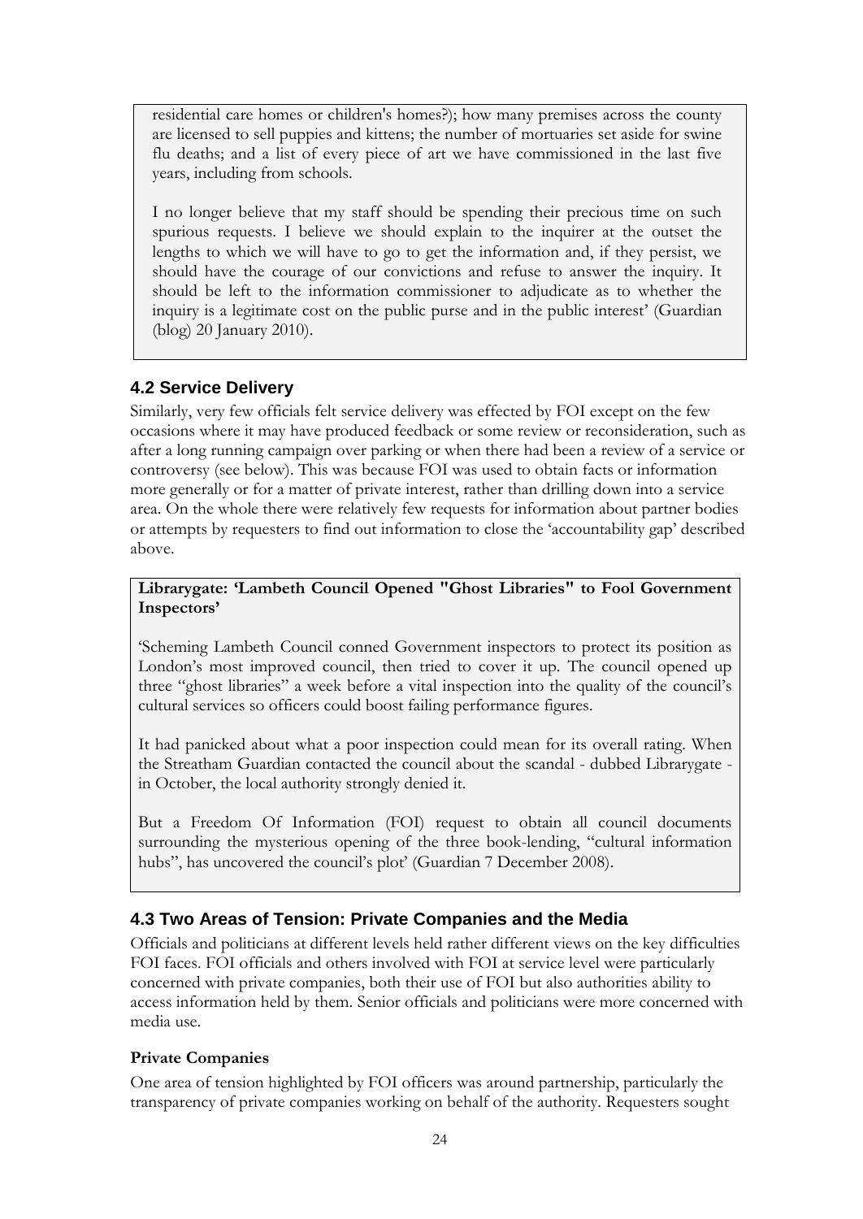residential care homes or children's homes?); how many premises across the county are licensed to sell puppies and kittens; the number of mortuaries set aside for swine flu deaths; and a list of every piece of art we have commissioned in the last five years, including from schools.

I no longer believe that my staff should be spending their precious time on such spurious requests. I believe we should explain to the inquirer at the outset the lengths to which we will have to go to get the information and, if they persist, we should have the courage of our convictions and refuse to answer the inquiry. It should be left to the information commissioner to adjudicate as to whether the inquiry is a legitimate cost on the public purse and in the public interest' (Guardian (blog) 20 January 2010).

## 4.2 Service Delivery

Similarly, very few officials felt service delivery was effected by FOI except on the few occasions where it may have produced feedback or some review or reconsideration, such as after a long running campaign over parking or when there had been a review of a service or controversy (see below). This was because FOI was used to obtain facts or information more generally or for a matter of private interest, rather than drilling down into a service area. On the whole there were relatively few requests for information about partner bodies or attempts by requesters to find out information to close the 'accountability gap' described above.

**Librarygate: 'Lambeth Council Opened "Ghost Libraries" to Fool Government Inspectors'**

'Scheming Lambeth Council conned Government inspectors to protect its position as London's most improved council, then tried to cover it up. The council opened up three "ghost libraries" a week before a vital inspection into the quality of the council's cultural services so officers could boost failing performance figures.

It had panicked about what a poor inspection could mean for its overall rating. When the Streatham Guardian contacted the council about the scandal - dubbed Librarygate - in October, the local authority strongly denied it.

But a Freedom Of Information (FOI) request to obtain all council documents surrounding the mysterious opening of the three book-lending, "cultural information hubs", has uncovered the council's plot' (Guardian 7 December 2008).

## 4.3 Two Areas of Tension: Private Companies and the Media

Officials and politicians at different levels held rather different views on the key difficulties FOI faces. FOI officials and others involved with FOI at service level were particularly concerned with private companies, both their use of FOI but also authorities ability to access information held by them. Senior officials and politicians were more concerned with media use.

**Private Companies**

One area of tension highlighted by FOI officers was around partnership, particularly the transparency of private companies working on behalf of the authority. Requesters sought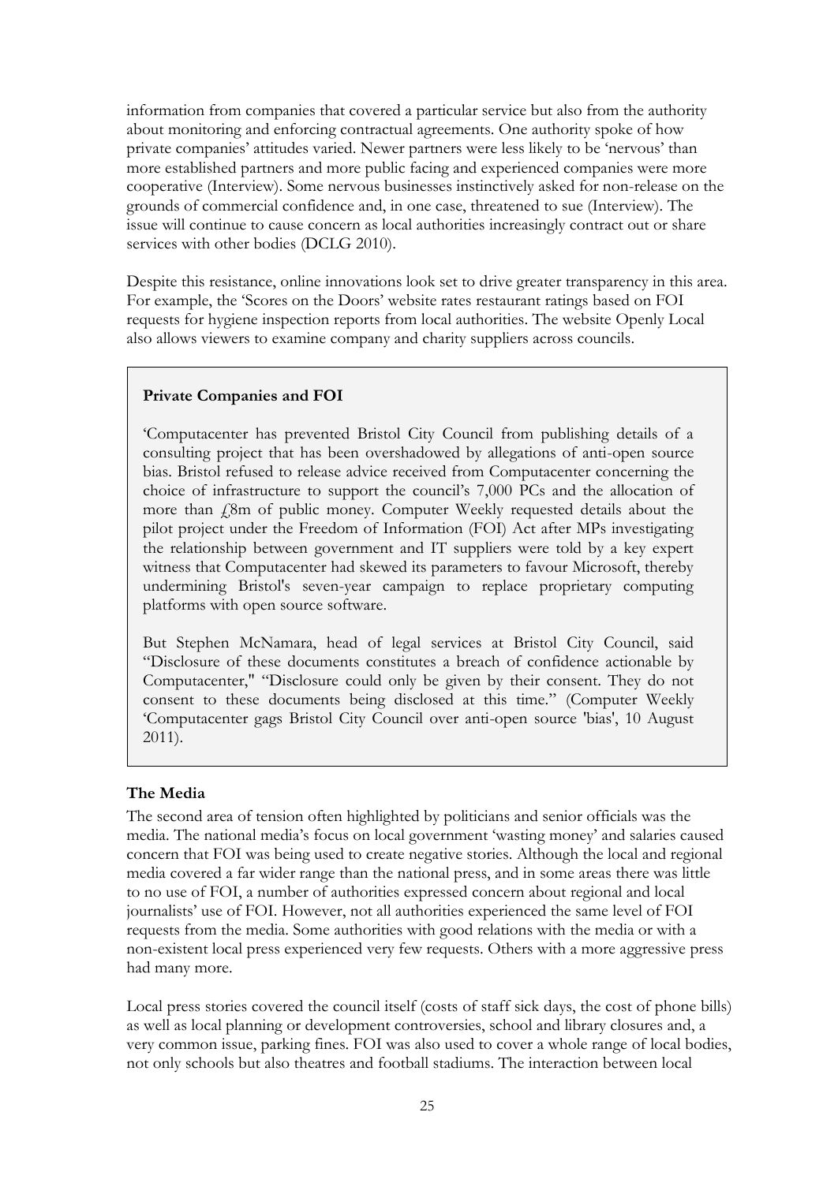information from companies that covered a particular service but also from the authority about monitoring and enforcing contractual agreements. One authority spoke of how private companies' attitudes varied. Newer partners were less likely to be 'nervous' than more established partners and more public facing and experienced companies were more cooperative (Interview). Some nervous businesses instinctively asked for non-release on the grounds of commercial confidence and, in one case, threatened to sue (Interview). The issue will continue to cause concern as local authorities increasingly contract out or share services with other bodies (DCLG 2010).

Despite this resistance, online innovations look set to drive greater transparency in this area. For example, the 'Scores on the Doors' website rates restaurant ratings based on FOI requests for hygiene inspection reports from local authorities. The website Openly Local also allows viewers to examine company and charity suppliers across councils.

> **Private Companies and FOI**
>
> 'Computacenter has prevented Bristol City Council from publishing details of a consulting project that has been overshadowed by allegations of anti-open source bias. Bristol refused to release advice received from Computacenter concerning the choice of infrastructure to support the council's 7,000 PCs and the allocation of more than £8m of public money. Computer Weekly requested details about the pilot project under the Freedom of Information (FOI) Act after MPs investigating the relationship between government and IT suppliers were told by a key expert witness that Computacenter had skewed its parameters to favour Microsoft, thereby undermining Bristol's seven-year campaign to replace proprietary computing platforms with open source software.
>
> But Stephen McNamara, head of legal services at Bristol City Council, said "Disclosure of these documents constitutes a breach of confidence actionable by Computacenter," "Disclosure could only be given by their consent. They do not consent to these documents being disclosed at this time." (Computer Weekly 'Computacenter gags Bristol City Council over anti-open source 'bias', 10 August 2011).

### The Media

The second area of tension often highlighted by politicians and senior officials was the media. The national media's focus on local government 'wasting money' and salaries caused concern that FOI was being used to create negative stories. Although the local and regional media covered a far wider range than the national press, and in some areas there was little to no use of FOI, a number of authorities expressed concern about regional and local journalists' use of FOI. However, not all authorities experienced the same level of FOI requests from the media. Some authorities with good relations with the media or with a non-existent local press experienced very few requests. Others with a more aggressive press had many more.

Local press stories covered the council itself (costs of staff sick days, the cost of phone bills) as well as local planning or development controversies, school and library closures and, a very common issue, parking fines. FOI was also used to cover a whole range of local bodies, not only schools but also theatres and football stadiums. The interaction between local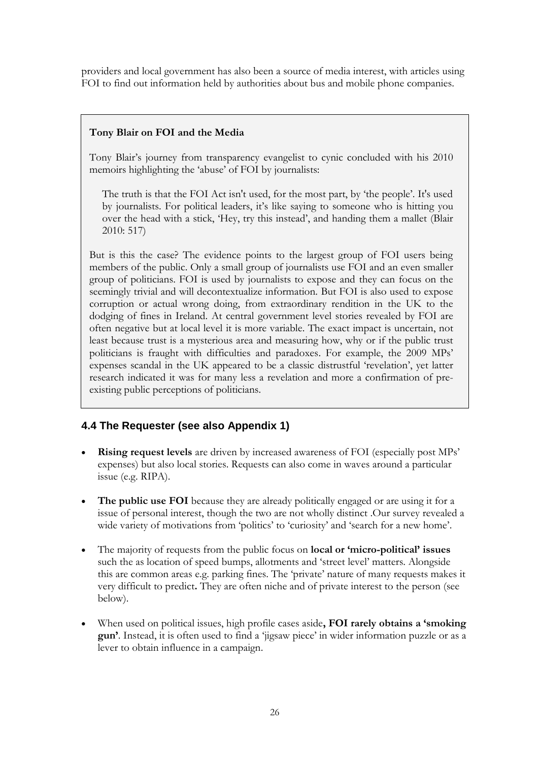providers and local government has also been a source of media interest, with articles using FOI to find out information held by authorities about bus and mobile phone companies.

**Tony Blair on FOI and the Media**

Tony Blair's journey from transparency evangelist to cynic concluded with his 2010 memoirs highlighting the 'abuse' of FOI by journalists:

> The truth is that the FOI Act isn't used, for the most part, by 'the people'. It's used by journalists. For political leaders, it's like saying to someone who is hitting you over the head with a stick, 'Hey, try this instead', and handing them a mallet (Blair 2010: 517)

But is this the case? The evidence points to the largest group of FOI users being members of the public. Only a small group of journalists use FOI and an even smaller group of politicians. FOI is used by journalists to expose and they can focus on the seemingly trivial and will decontextualize information. But FOI is also used to expose corruption or actual wrong doing, from extraordinary rendition in the UK to the dodging of fines in Ireland. At central government level stories revealed by FOI are often negative but at local level it is more variable. The exact impact is uncertain, not least because trust is a mysterious area and measuring how, why or if the public trust politicians is fraught with difficulties and paradoxes. For example, the 2009 MPs' expenses scandal in the UK appeared to be a classic distrustful 'revelation', yet latter research indicated it was for many less a revelation and more a confirmation of pre-existing public perceptions of politicians.

## 4.4 The Requester (see also Appendix 1)

- **Rising request levels** are driven by increased awareness of FOI (especially post MPs' expenses) but also local stories. Requests can also come in waves around a particular issue (e.g. RIPA).
- **The public use FOI** because they are already politically engaged or are using it for a issue of personal interest, though the two are not wholly distinct .Our survey revealed a wide variety of motivations from 'politics' to 'curiosity' and 'search for a new home'.
- The majority of requests from the public focus on **local or 'micro-political' issues** such the as location of speed bumps, allotments and 'street level' matters. Alongside this are common areas e.g. parking fines. The 'private' nature of many requests makes it very difficult to predict**.** They are often niche and of private interest to the person (see below).
- When used on political issues, high profile cases aside**, FOI rarely obtains a 'smoking gun'**. Instead, it is often used to find a 'jigsaw piece' in wider information puzzle or as a lever to obtain influence in a campaign.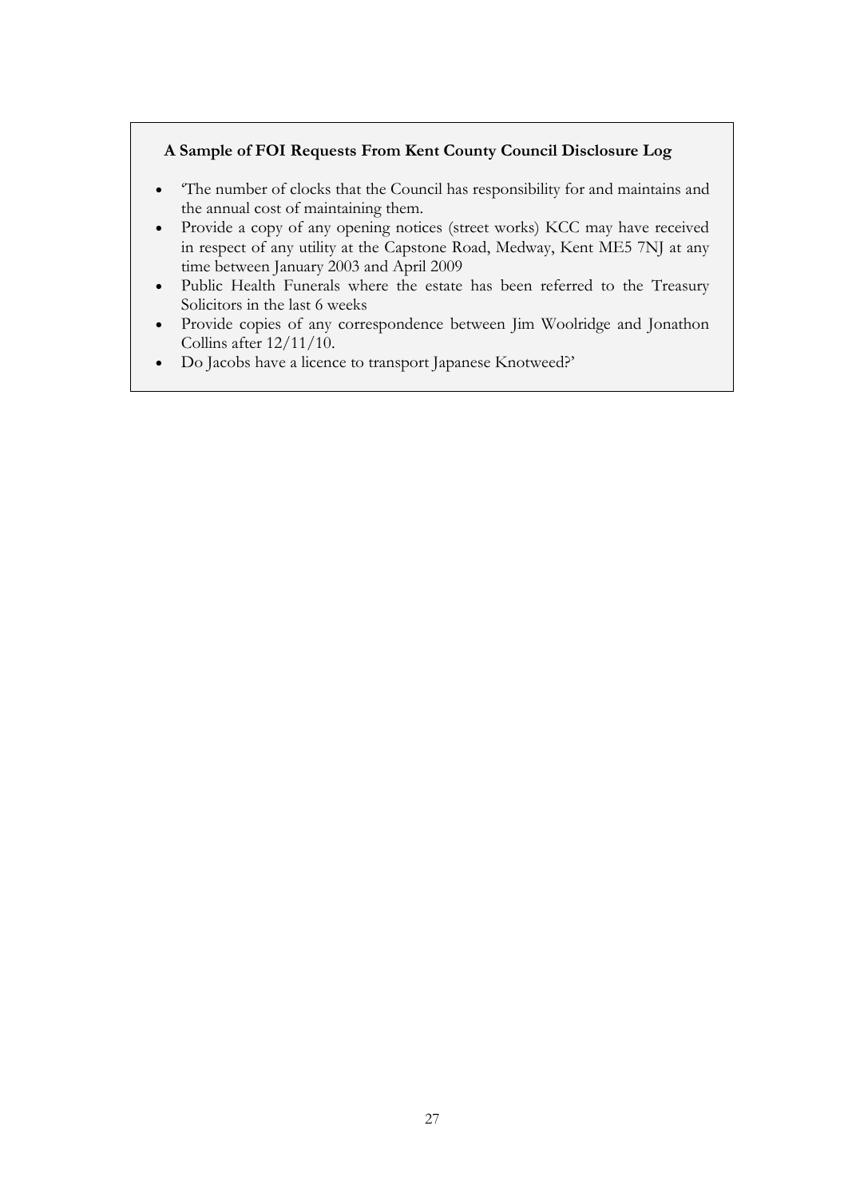**A Sample of FOI Requests From Kent County Council Disclosure Log**

- 'The number of clocks that the Council has responsibility for and maintains and the annual cost of maintaining them.
- Provide a copy of any opening notices (street works) KCC may have received in respect of any utility at the Capstone Road, Medway, Kent ME5 7NJ at any time between January 2003 and April 2009
- Public Health Funerals where the estate has been referred to the Treasury Solicitors in the last 6 weeks
- Provide copies of any correspondence between Jim Woolridge and Jonathon Collins after 12/11/10.
- Do Jacobs have a licence to transport Japanese Knotweed?'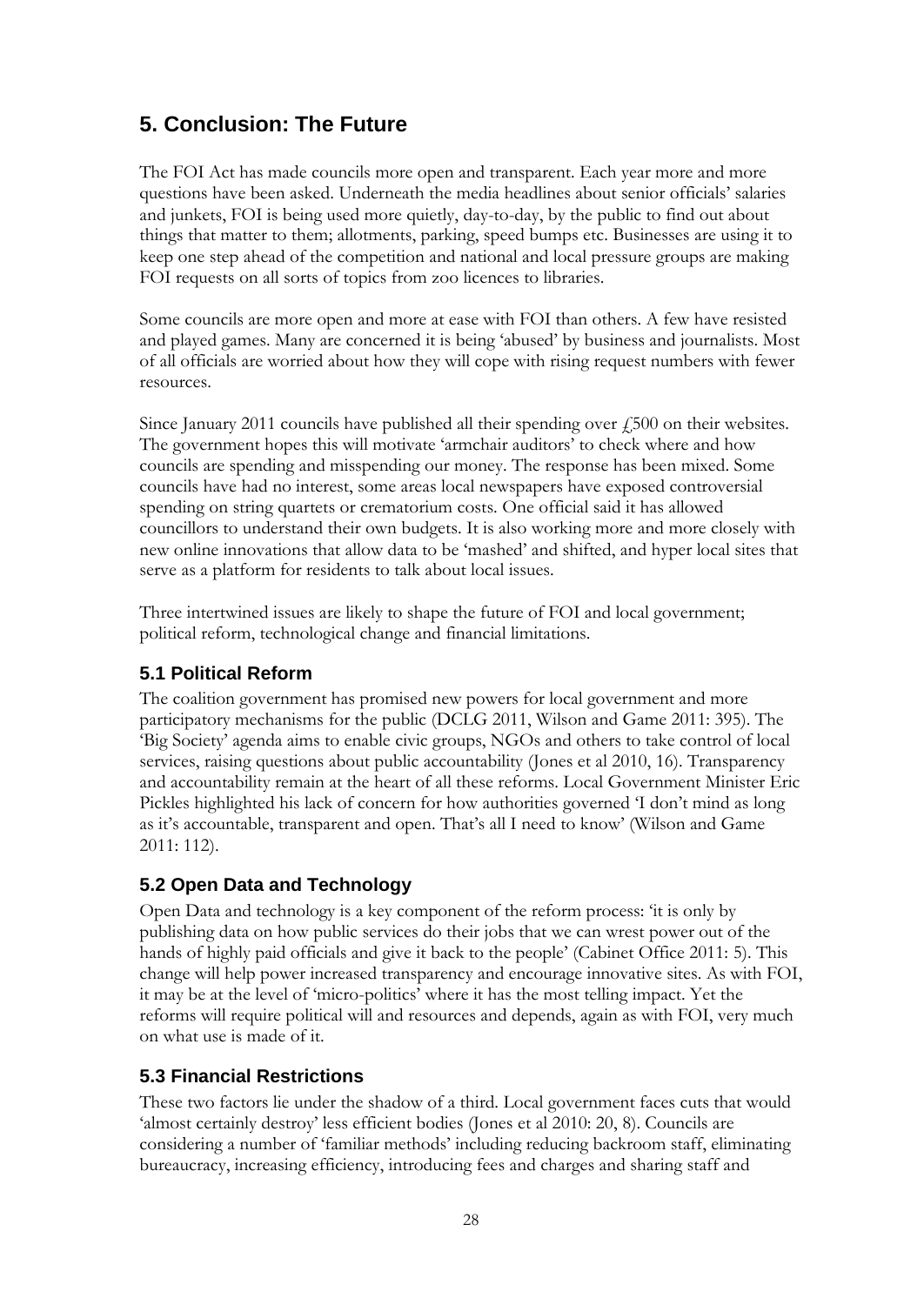## 5. Conclusion: The Future

The FOI Act has made councils more open and transparent. Each year more and more questions have been asked. Underneath the media headlines about senior officials' salaries and junkets, FOI is being used more quietly, day-to-day, by the public to find out about things that matter to them; allotments, parking, speed bumps etc. Businesses are using it to keep one step ahead of the competition and national and local pressure groups are making FOI requests on all sorts of topics from zoo licences to libraries.

Some councils are more open and more at ease with FOI than others. A few have resisted and played games. Many are concerned it is being 'abused' by business and journalists. Most of all officials are worried about how they will cope with rising request numbers with fewer resources.

Since January 2011 councils have published all their spending over £500 on their websites. The government hopes this will motivate 'armchair auditors' to check where and how councils are spending and misspending our money. The response has been mixed. Some councils have had no interest, some areas local newspapers have exposed controversial spending on string quartets or crematorium costs. One official said it has allowed councillors to understand their own budgets. It is also working more and more closely with new online innovations that allow data to be 'mashed' and shifted, and hyper local sites that serve as a platform for residents to talk about local issues.

Three intertwined issues are likely to shape the future of FOI and local government; political reform, technological change and financial limitations.

### 5.1 Political Reform

The coalition government has promised new powers for local government and more participatory mechanisms for the public (DCLG 2011, Wilson and Game 2011: 395). The 'Big Society' agenda aims to enable civic groups, NGOs and others to take control of local services, raising questions about public accountability (Jones et al 2010, 16). Transparency and accountability remain at the heart of all these reforms. Local Government Minister Eric Pickles highlighted his lack of concern for how authorities governed 'I don't mind as long as it's accountable, transparent and open. That's all I need to know' (Wilson and Game 2011: 112).

### 5.2 Open Data and Technology

Open Data and technology is a key component of the reform process: 'it is only by publishing data on how public services do their jobs that we can wrest power out of the hands of highly paid officials and give it back to the people' (Cabinet Office 2011: 5). This change will help power increased transparency and encourage innovative sites. As with FOI, it may be at the level of 'micro-politics' where it has the most telling impact. Yet the reforms will require political will and resources and depends, again as with FOI, very much on what use is made of it.

### 5.3 Financial Restrictions

These two factors lie under the shadow of a third. Local government faces cuts that would 'almost certainly destroy' less efficient bodies (Jones et al 2010: 20, 8). Councils are considering a number of 'familiar methods' including reducing backroom staff, eliminating bureaucracy, increasing efficiency, introducing fees and charges and sharing staff and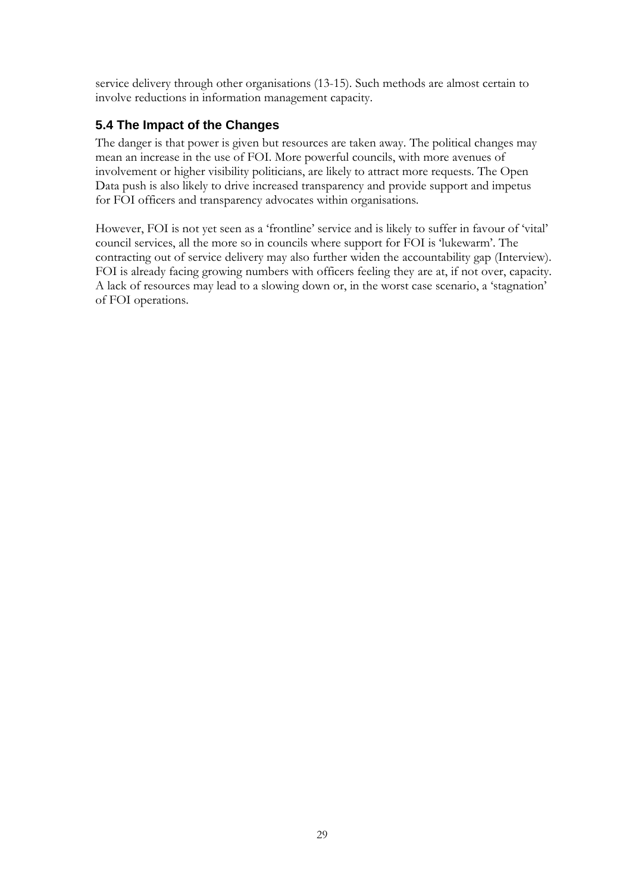service delivery through other organisations (13-15). Such methods are almost certain to involve reductions in information management capacity.

### 5.4 The Impact of the Changes

The danger is that power is given but resources are taken away. The political changes may mean an increase in the use of FOI. More powerful councils, with more avenues of involvement or higher visibility politicians, are likely to attract more requests. The Open Data push is also likely to drive increased transparency and provide support and impetus for FOI officers and transparency advocates within organisations.

However, FOI is not yet seen as a 'frontline' service and is likely to suffer in favour of 'vital' council services, all the more so in councils where support for FOI is 'lukewarm'. The contracting out of service delivery may also further widen the accountability gap (Interview). FOI is already facing growing numbers with officers feeling they are at, if not over, capacity. A lack of resources may lead to a slowing down or, in the worst case scenario, a 'stagnation' of FOI operations.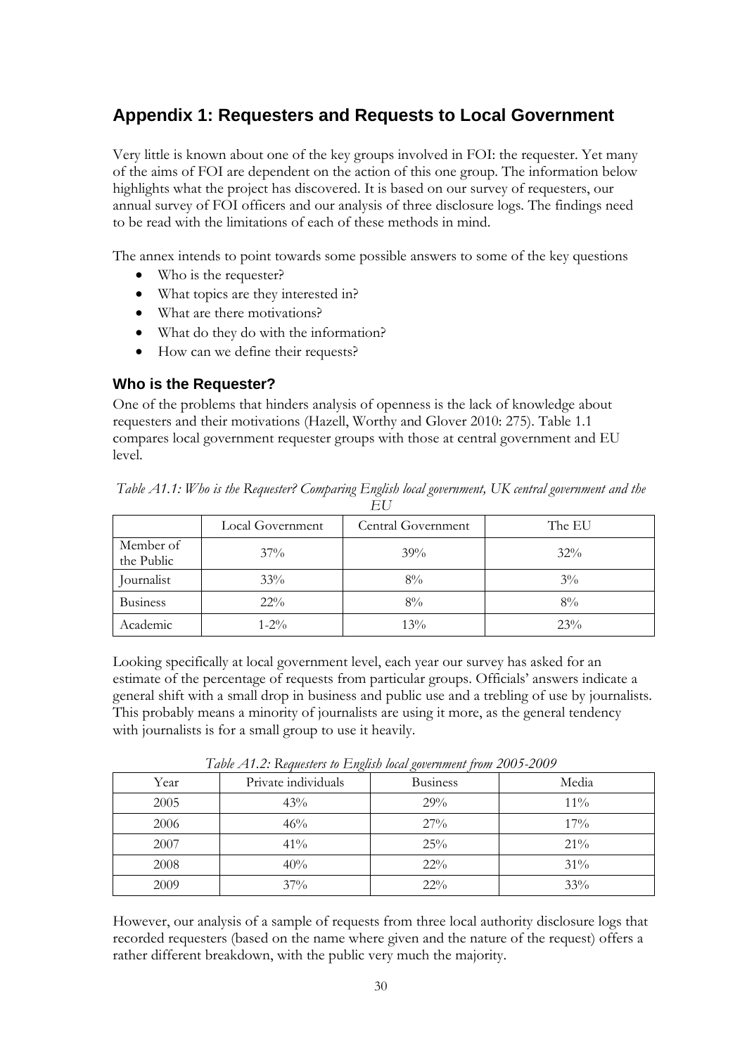## Appendix 1: Requesters and Requests to Local Government

Very little is known about one of the key groups involved in FOI: the requester. Yet many of the aims of FOI are dependent on the action of this one group. The information below highlights what the project has discovered. It is based on our survey of requesters, our annual survey of FOI officers and our analysis of three disclosure logs. The findings need to be read with the limitations of each of these methods in mind.

The annex intends to point towards some possible answers to some of the key questions

- Who is the requester?
- What topics are they interested in?
- What are there motivations?
- What do they do with the information?
- How can we define their requests?

### Who is the Requester?

One of the problems that hinders analysis of openness is the lack of knowledge about requesters and their motivations (Hazell, Worthy and Glover 2010: 275). Table 1.1 compares local government requester groups with those at central government and EU level.

*Table A1.1: Who is the Requester? Comparing English local government, UK central government and the EU*

| | Local Government | Central Government | The EU |
|---|---|---|---|
| Member of the Public | 37% | 39% | 32% |
| Journalist | 33% | 8% | 3% |
| Business | 22% | 8% | 8% |
| Academic | 1-2% | 13% | 23% |

Looking specifically at local government level, each year our survey has asked for an estimate of the percentage of requests from particular groups. Officials' answers indicate a general shift with a small drop in business and public use and a trebling of use by journalists. This probably means a minority of journalists are using it more, as the general tendency with journalists is for a small group to use it heavily.

*Table A1.2: Requesters to English local government from 2005-2009*

| Year | Private individuals | Business | Media |
|---|---|---|---|
| 2005 | 43% | 29% | 11% |
| 2006 | 46% | 27% | 17% |
| 2007 | 41% | 25% | 21% |
| 2008 | 40% | 22% | 31% |
| 2009 | 37% | 22% | 33% |

However, our analysis of a sample of requests from three local authority disclosure logs that recorded requesters (based on the name where given and the nature of the request) offers a rather different breakdown, with the public very much the majority.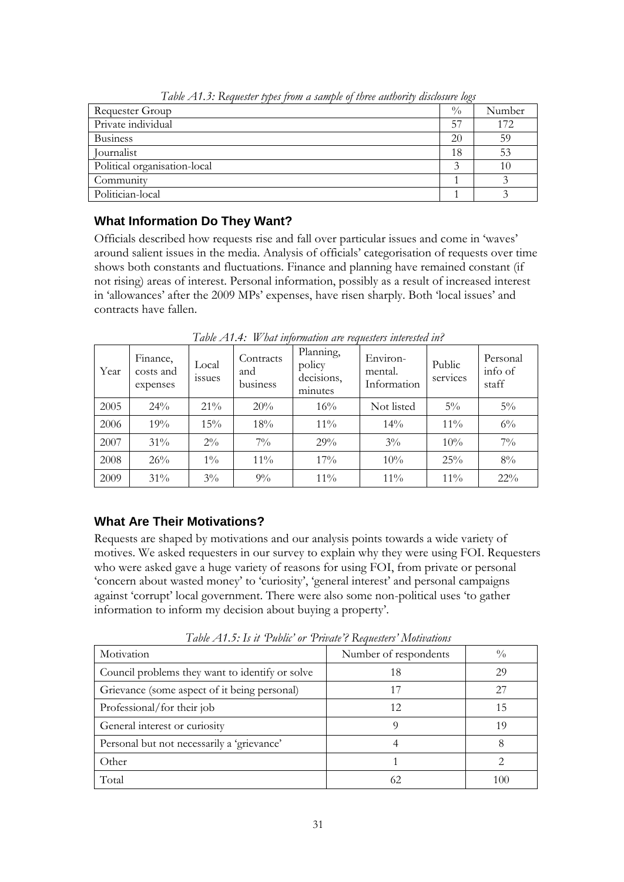*Table A1.3: Requester types from a sample of three authority disclosure logs*

| Requester Group | % | Number |
|---|---|---|
| Private individual | 57 | 172 |
| Business | 20 | 59 |
| Journalist | 18 | 53 |
| Political organisation-local | 3 | 10 |
| Community | 1 | 3 |
| Politician-local | 1 | 3 |

### What Information Do They Want?

Officials described how requests rise and fall over particular issues and come in 'waves' around salient issues in the media. Analysis of officials' categorisation of requests over time shows both constants and fluctuations. Finance and planning have remained constant (if not rising) areas of interest. Personal information, possibly as a result of increased interest in 'allowances' after the 2009 MPs' expenses, have risen sharply. Both 'local issues' and contracts have fallen.

*Table A1.4: What information are requesters interested in?*

| Year | Finance, costs and expenses | Local issues | Contracts and business | Planning, policy decisions, minutes | Environ-mental. Information | Public services | Personal info of staff |
|---|---|---|---|---|---|---|---|
| 2005 | 24% | 21% | 20% | 16% | Not listed | 5% | 5% |
| 2006 | 19% | 15% | 18% | 11% | 14% | 11% | 6% |
| 2007 | 31% | 2% | 7% | 29% | 3% | 10% | 7% |
| 2008 | 26% | 1% | 11% | 17% | 10% | 25% | 8% |
| 2009 | 31% | 3% | 9% | 11% | 11% | 11% | 22% |

### What Are Their Motivations?

Requests are shaped by motivations and our analysis points towards a wide variety of motives. We asked requesters in our survey to explain why they were using FOI. Requesters who were asked gave a huge variety of reasons for using FOI, from private or personal 'concern about wasted money' to 'curiosity', 'general interest' and personal campaigns against 'corrupt' local government. There were also some non-political uses 'to gather information to inform my decision about buying a property'.

*Table A1.5: Is it 'Public' or 'Private'? Requesters' Motivations*

| Motivation | Number of respondents | % |
|---|---|---|
| Council problems they want to identify or solve | 18 | 29 |
| Grievance (some aspect of it being personal) | 17 | 27 |
| Professional/for their job | 12 | 15 |
| General interest or curiosity | 9 | 19 |
| Personal but not necessarily a 'grievance' | 4 | 8 |
| Other | 1 | 2 |
| Total | 62 | 100 |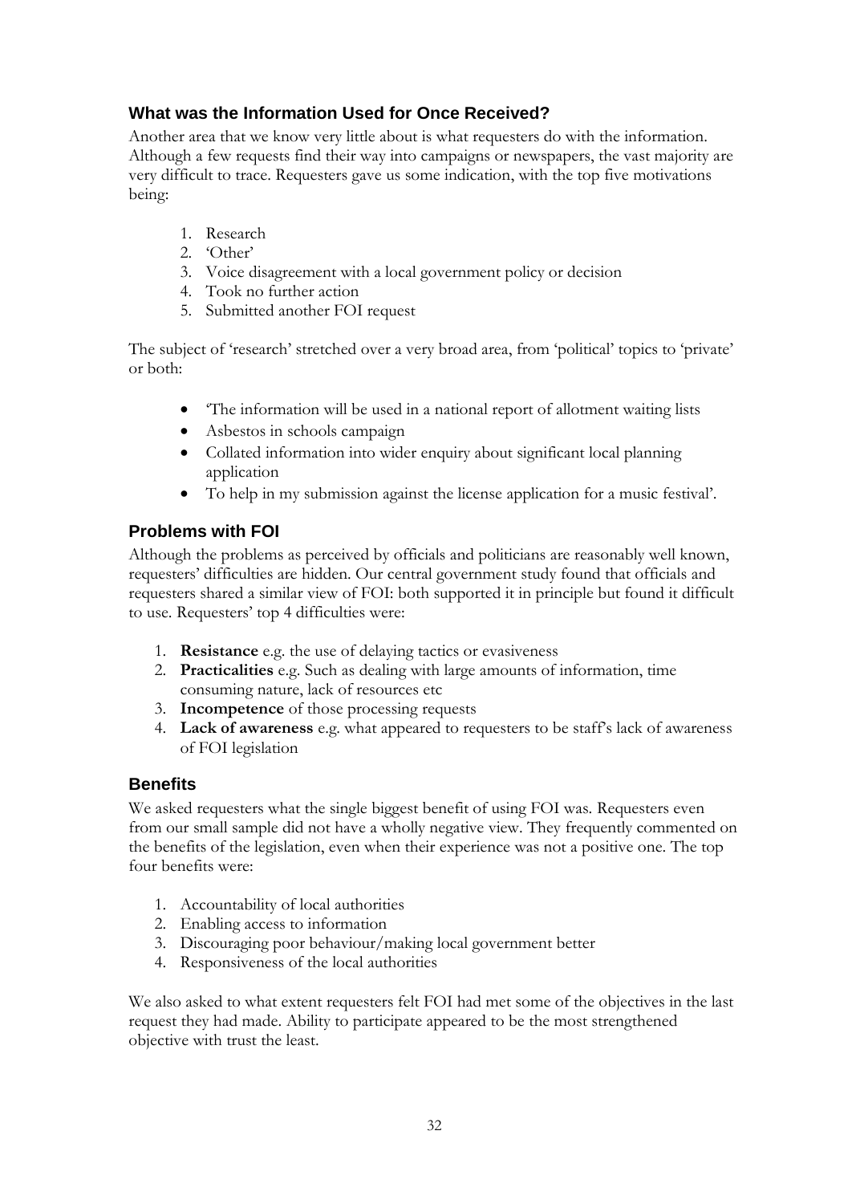### What was the Information Used for Once Received?

Another area that we know very little about is what requesters do with the information. Although a few requests find their way into campaigns or newspapers, the vast majority are very difficult to trace. Requesters gave us some indication, with the top five motivations being:

1. Research
2. 'Other'
3. Voice disagreement with a local government policy or decision
4. Took no further action
5. Submitted another FOI request

The subject of 'research' stretched over a very broad area, from 'political' topics to 'private' or both:

- 'The information will be used in a national report of allotment waiting lists
- Asbestos in schools campaign
- Collated information into wider enquiry about significant local planning application
- To help in my submission against the license application for a music festival'.

### Problems with FOI

Although the problems as perceived by officials and politicians are reasonably well known, requesters' difficulties are hidden. Our central government study found that officials and requesters shared a similar view of FOI: both supported it in principle but found it difficult to use. Requesters' top 4 difficulties were:

1. **Resistance** e.g. the use of delaying tactics or evasiveness
2. **Practicalities** e.g. Such as dealing with large amounts of information, time consuming nature, lack of resources etc
3. **Incompetence** of those processing requests
4. **Lack of awareness** e.g. what appeared to requesters to be staff's lack of awareness of FOI legislation

### Benefits

We asked requesters what the single biggest benefit of using FOI was. Requesters even from our small sample did not have a wholly negative view. They frequently commented on the benefits of the legislation, even when their experience was not a positive one. The top four benefits were:

1. Accountability of local authorities
2. Enabling access to information
3. Discouraging poor behaviour/making local government better
4. Responsiveness of the local authorities

We also asked to what extent requesters felt FOI had met some of the objectives in the last request they had made. Ability to participate appeared to be the most strengthened objective with trust the least.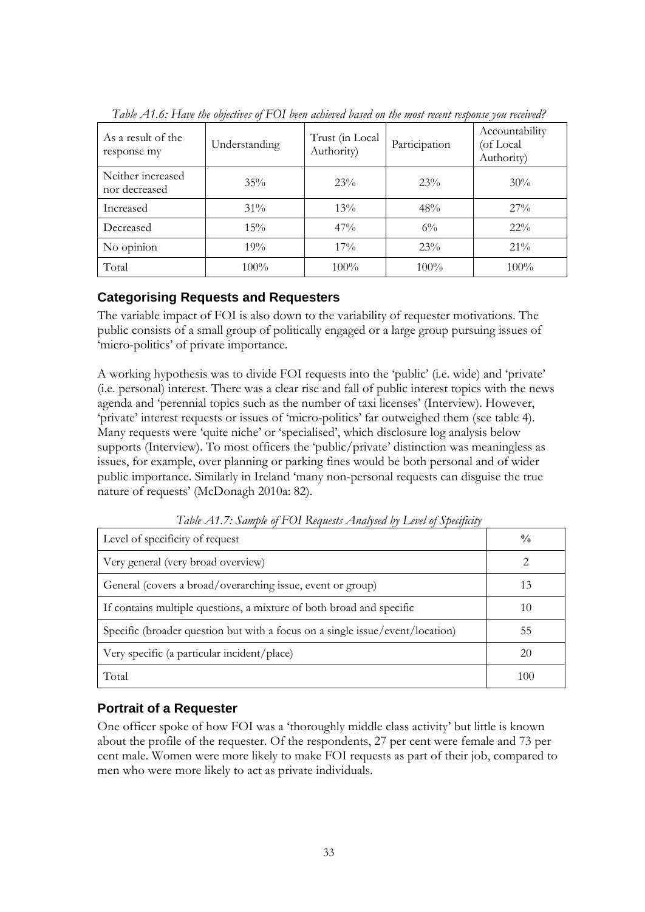*Table A1.6: Have the objectives of FOI been achieved based on the most recent response you received?*

| As a result of the response my | Understanding | Trust (in Local Authority) | Participation | Accountability (of Local Authority) |
|---|---|---|---|---|
| Neither increased nor decreased | 35% | 23% | 23% | 30% |
| Increased | 31% | 13% | 48% | 27% |
| Decreased | 15% | 47% | 6% | 22% |
| No opinion | 19% | 17% | 23% | 21% |
| Total | 100% | 100% | 100% | 100% |

## Categorising Requests and Requesters

The variable impact of FOI is also down to the variability of requester motivations. The public consists of a small group of politically engaged or a large group pursuing issues of 'micro-politics' of private importance.

A working hypothesis was to divide FOI requests into the 'public' (i.e. wide) and 'private' (i.e. personal) interest. There was a clear rise and fall of public interest topics with the news agenda and 'perennial topics such as the number of taxi licenses' (Interview). However, 'private' interest requests or issues of 'micro-politics' far outweighed them (see table 4). Many requests were 'quite niche' or 'specialised', which disclosure log analysis below supports (Interview). To most officers the 'public/private' distinction was meaningless as issues, for example, over planning or parking fines would be both personal and of wider public importance. Similarly in Ireland 'many non-personal requests can disguise the true nature of requests' (McDonagh 2010a: 82).

*Table A1.7: Sample of FOI Requests Analysed by Level of Specificity*

| Level of specificity of request | % |
|---|---|
| Very general (very broad overview) | 2 |
| General (covers a broad/overarching issue, event or group) | 13 |
| If contains multiple questions, a mixture of both broad and specific | 10 |
| Specific (broader question but with a focus on a single issue/event/location) | 55 |
| Very specific (a particular incident/place) | 20 |
| Total | 100 |

## Portrait of a Requester

One officer spoke of how FOI was a 'thoroughly middle class activity' but little is known about the profile of the requester. Of the respondents, 27 per cent were female and 73 per cent male. Women were more likely to make FOI requests as part of their job, compared to men who were more likely to act as private individuals.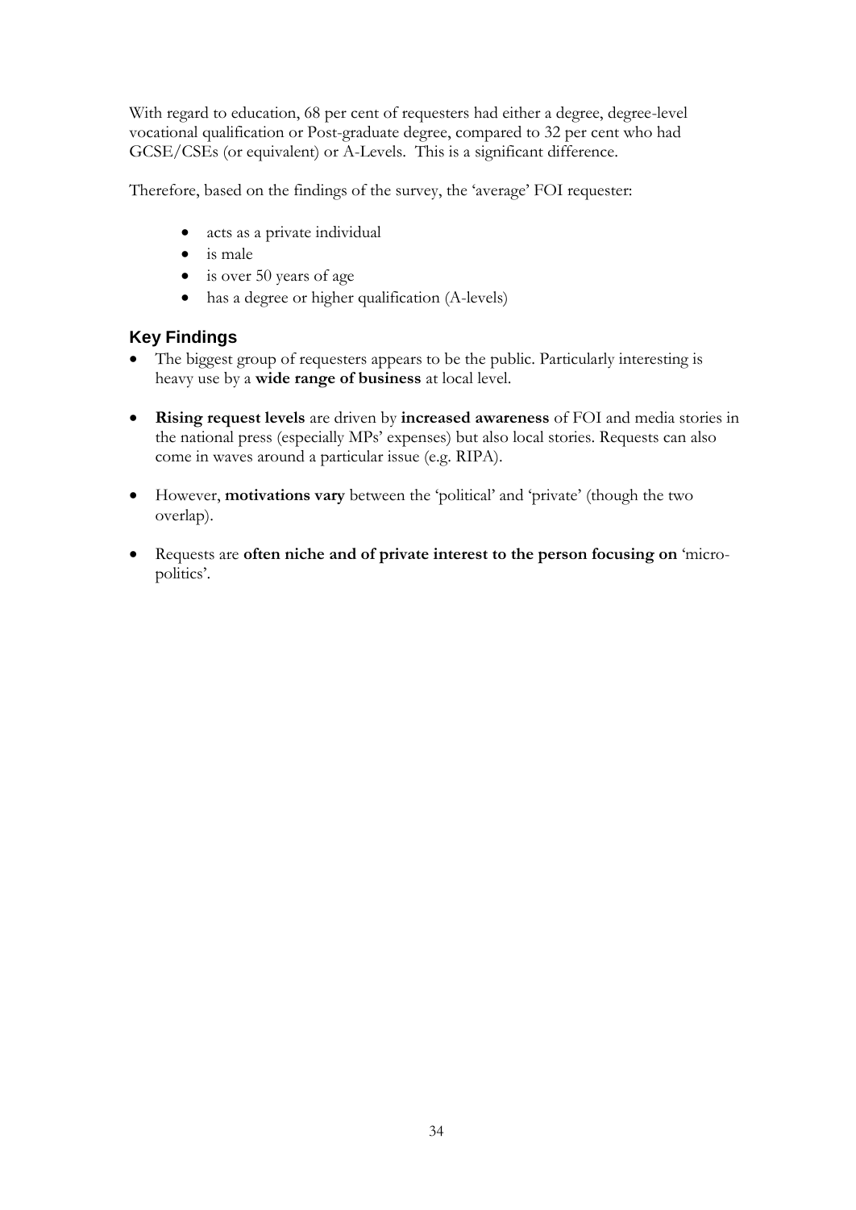With regard to education, 68 per cent of requesters had either a degree, degree-level vocational qualification or Post-graduate degree, compared to 32 per cent who had GCSE/CSEs (or equivalent) or A-Levels. This is a significant difference.

Therefore, based on the findings of the survey, the 'average' FOI requester:

- acts as a private individual
- is male
- is over 50 years of age
- has a degree or higher qualification (A-levels)

## Key Findings

- The biggest group of requesters appears to be the public. Particularly interesting is heavy use by a **wide range of business** at local level.
- **Rising request levels** are driven by **increased awareness** of FOI and media stories in the national press (especially MPs' expenses) but also local stories. Requests can also come in waves around a particular issue (e.g. RIPA).
- However, **motivations vary** between the 'political' and 'private' (though the two overlap).
- Requests are **often niche and of private interest to the person focusing on** 'micro-politics'.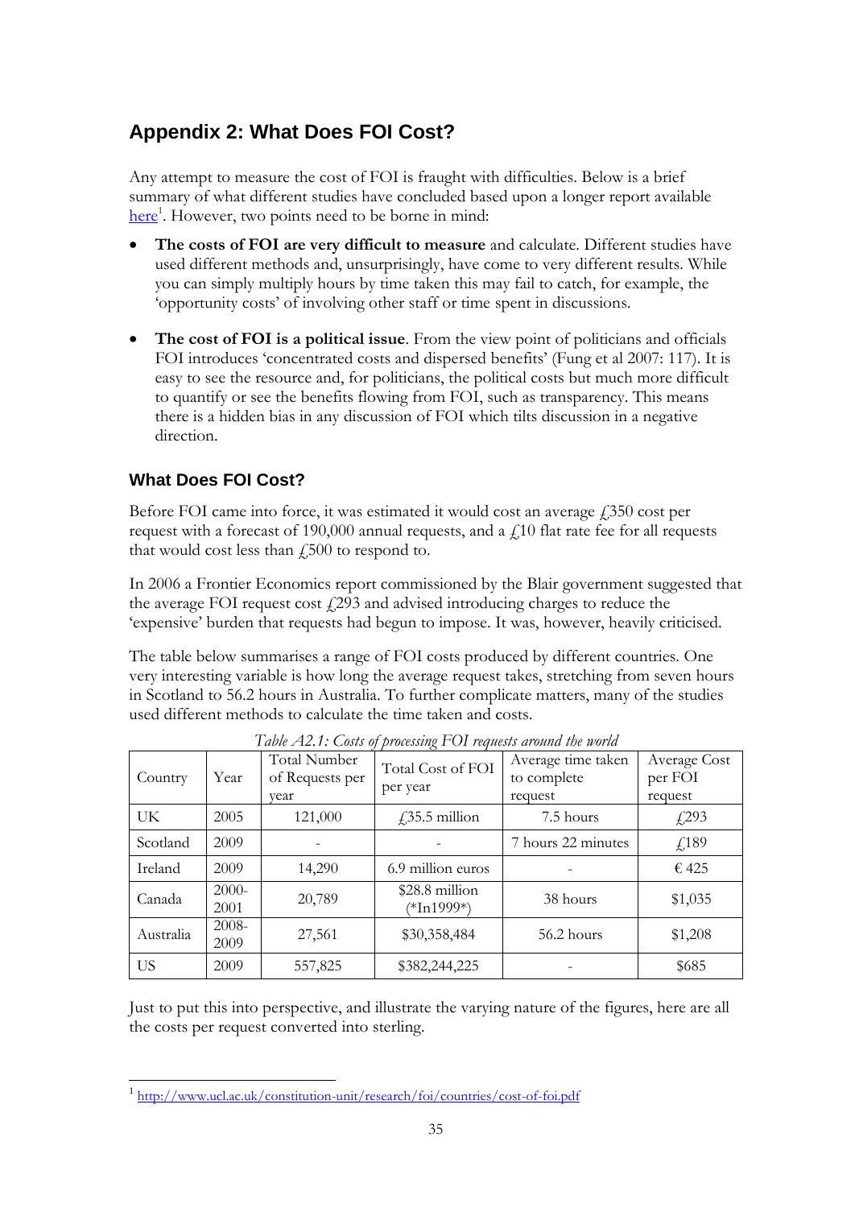## Appendix 2: What Does FOI Cost?

Any attempt to measure the cost of FOI is fraught with difficulties. Below is a brief summary of what different studies have concluded based upon a longer report available here[1]. However, two points need to be borne in mind:

- **The costs of FOI are very difficult to measure** and calculate. Different studies have used different methods and, unsurprisingly, have come to very different results. While you can simply multiply hours by time taken this may fail to catch, for example, the 'opportunity costs' of involving other staff or time spent in discussions.
- **The cost of FOI is a political issue**. From the view point of politicians and officials FOI introduces 'concentrated costs and dispersed benefits' (Fung et al 2007: 117). It is easy to see the resource and, for politicians, the political costs but much more difficult to quantify or see the benefits flowing from FOI, such as transparency. This means there is a hidden bias in any discussion of FOI which tilts discussion in a negative direction.

### What Does FOI Cost?

Before FOI came into force, it was estimated it would cost an average £350 cost per request with a forecast of 190,000 annual requests, and a £10 flat rate fee for all requests that would cost less than £500 to respond to.

In 2006 a Frontier Economics report commissioned by the Blair government suggested that the average FOI request cost £293 and advised introducing charges to reduce the 'expensive' burden that requests had begun to impose. It was, however, heavily criticised.

The table below summarises a range of FOI costs produced by different countries. One very interesting variable is how long the average request takes, stretching from seven hours in Scotland to 56.2 hours in Australia. To further complicate matters, many of the studies used different methods to calculate the time taken and costs.

*Table A2.1: Costs of processing FOI requests around the world*

| Country | Year | Total Number of Requests per year | Total Cost of FOI per year | Average time taken to complete request | Average Cost per FOI request |
|---|---|---|---|---|---|
| UK | 2005 | 121,000 | £35.5 million | 7.5 hours | £293 |
| Scotland | 2009 | - | - | 7 hours 22 minutes | £189 |
| Ireland | 2009 | 14,290 | 6.9 million euros | - | € 425 |
| Canada | 2000-2001 | 20,789 | $28.8 million (*In1999*) | 38 hours | $1,035 |
| Australia | 2008-2009 | 27,561 | $30,358,484 | 56.2 hours | $1,208 |
| US | 2009 | 557,825 | $382,244,225 | - | $685 |

Just to put this into perspective, and illustrate the varying nature of the figures, here are all the costs per request converted into sterling.

[1] http://www.ucl.ac.uk/constitution-unit/research/foi/countries/cost-of-foi.pdf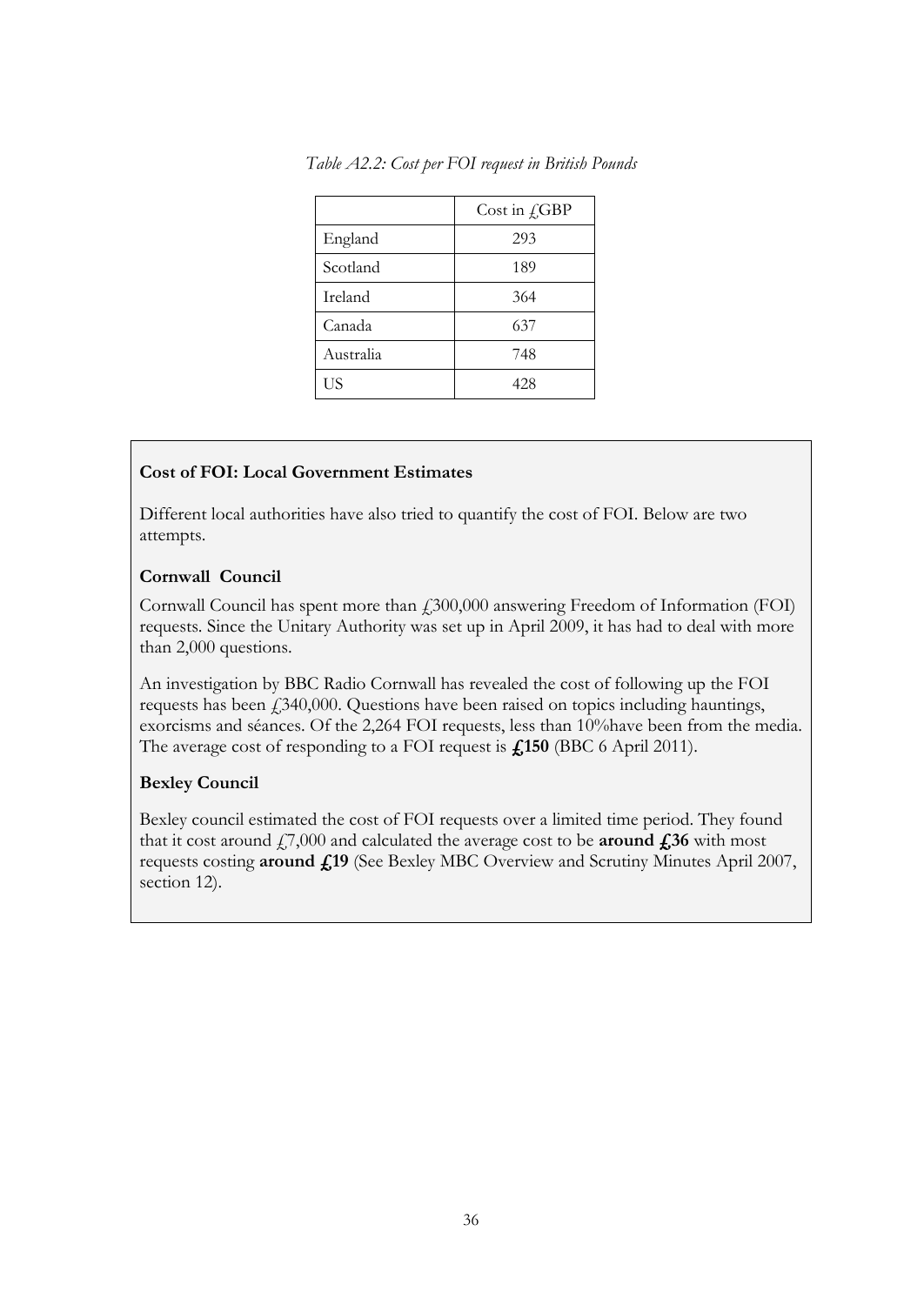*Table A2.2: Cost per FOI request in British Pounds*

| | Cost in £GBP |
|---|---|
| England | 293 |
| Scotland | 189 |
| Ireland | 364 |
| Canada | 637 |
| Australia | 748 |
| US | 428 |

**Cost of FOI: Local Government Estimates**

Different local authorities have also tried to quantify the cost of FOI. Below are two attempts.

**Cornwall Council**

Cornwall Council has spent more than £300,000 answering Freedom of Information (FOI) requests. Since the Unitary Authority was set up in April 2009, it has had to deal with more than 2,000 questions.

An investigation by BBC Radio Cornwall has revealed the cost of following up the FOI requests has been £340,000. Questions have been raised on topics including hauntings, exorcisms and séances. Of the 2,264 FOI requests, less than 10%have been from the media. The average cost of responding to a FOI request is **£150** (BBC 6 April 2011).

**Bexley Council**

Bexley council estimated the cost of FOI requests over a limited time period. They found that it cost around £7,000 and calculated the average cost to be **around £36** with most requests costing **around £19** (See Bexley MBC Overview and Scrutiny Minutes April 2007, section 12).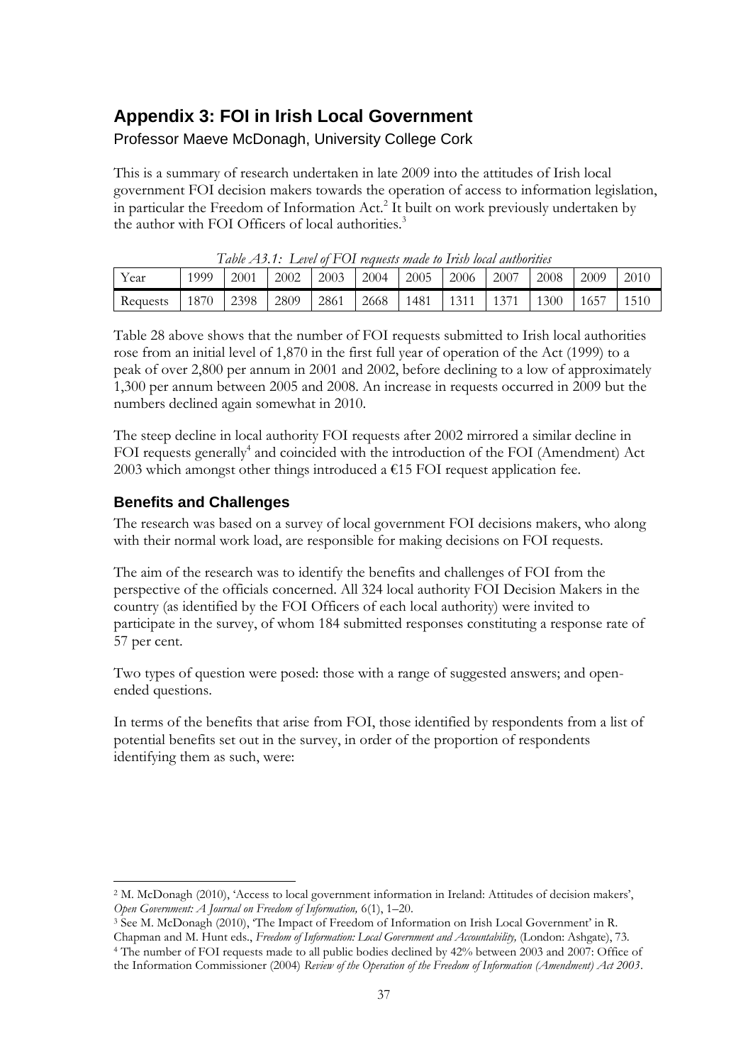## Appendix 3: FOI in Irish Local Government

Professor Maeve McDonagh, University College Cork

This is a summary of research undertaken in late 2009 into the attitudes of Irish local government FOI decision makers towards the operation of access to information legislation, in particular the Freedom of Information Act.[2] It built on work previously undertaken by the author with FOI Officers of local authorities.[3]

*Table A3.1: Level of FOI requests made to Irish local authorities*

| Year | 1999 | 2001 | 2002 | 2003 | 2004 | 2005 | 2006 | 2007 | 2008 | 2009 | 2010 |
|---|---|---|---|---|---|---|---|---|---|---|---|
| Requests | 1870 | 2398 | 2809 | 2861 | 2668 | 1481 | 1311 | 1371 | 1300 | 1657 | 1510 |

Table 28 above shows that the number of FOI requests submitted to Irish local authorities rose from an initial level of 1,870 in the first full year of operation of the Act (1999) to a peak of over 2,800 per annum in 2001 and 2002, before declining to a low of approximately 1,300 per annum between 2005 and 2008. An increase in requests occurred in 2009 but the numbers declined again somewhat in 2010.

The steep decline in local authority FOI requests after 2002 mirrored a similar decline in FOI requests generally[4] and coincided with the introduction of the FOI (Amendment) Act 2003 which amongst other things introduced a €15 FOI request application fee.

### Benefits and Challenges

The research was based on a survey of local government FOI decisions makers, who along with their normal work load, are responsible for making decisions on FOI requests.

The aim of the research was to identify the benefits and challenges of FOI from the perspective of the officials concerned. All 324 local authority FOI Decision Makers in the country (as identified by the FOI Officers of each local authority) were invited to participate in the survey, of whom 184 submitted responses constituting a response rate of 57 per cent.

Two types of question were posed: those with a range of suggested answers; and open-ended questions.

In terms of the benefits that arise from FOI, those identified by respondents from a list of potential benefits set out in the survey, in order of the proportion of respondents identifying them as such, were:

---

[2] M. McDonagh (2010), 'Access to local government information in Ireland: Attitudes of decision makers', *Open Government: A Journal on Freedom of Information,* 6(1), 1–20.

[3] See M. McDonagh (2010), 'The Impact of Freedom of Information on Irish Local Government' in R. Chapman and M. Hunt eds., *Freedom of Information: Local Government and Accountability,* (London: Ashgate), 73.

[4] The number of FOI requests made to all public bodies declined by 42% between 2003 and 2007: Office of the Information Commissioner (2004) *Review of the Operation of the Freedom of Information (Amendment) Act 2003*.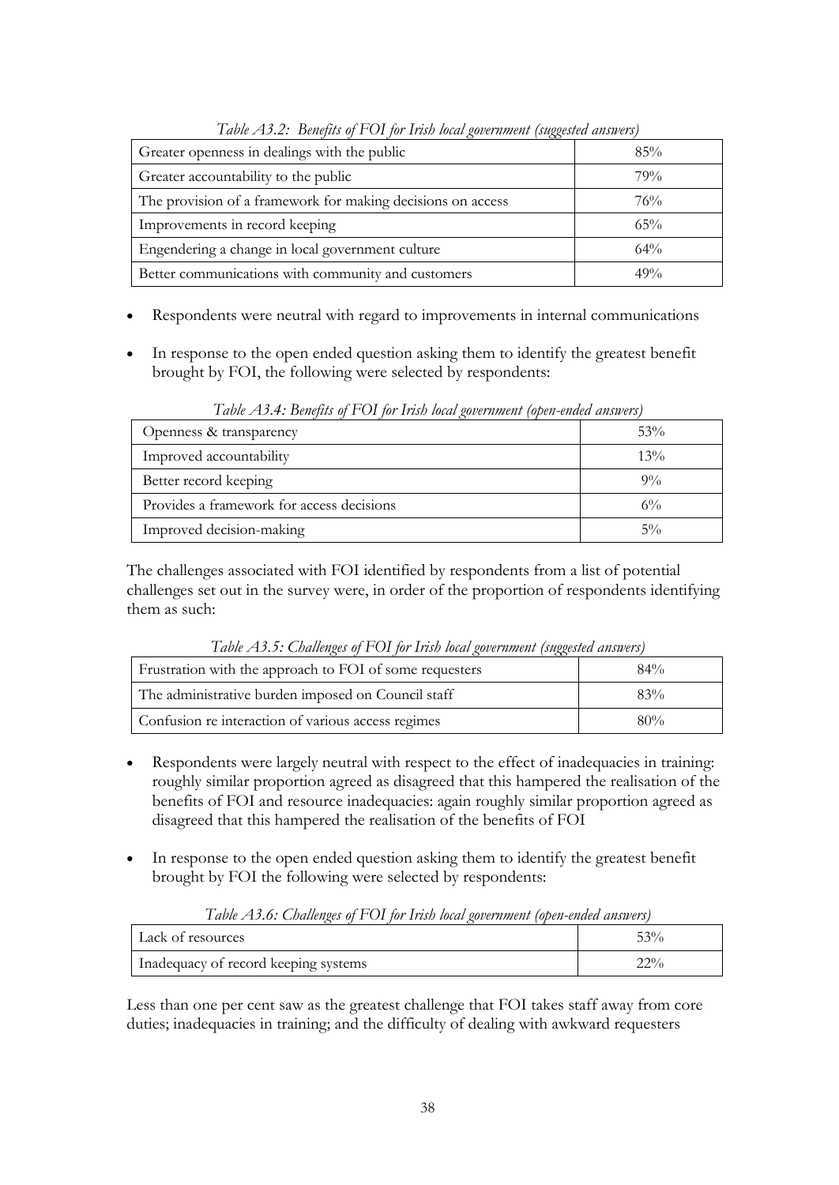*Table A3.2: Benefits of FOI for Irish local government (suggested answers)*

| | |
|---|---|
| Greater openness in dealings with the public | 85% |
| Greater accountability to the public | 79% |
| The provision of a framework for making decisions on access | 76% |
| Improvements in record keeping | 65% |
| Engendering a change in local government culture | 64% |
| Better communications with community and customers | 49% |

- Respondents were neutral with regard to improvements in internal communications
- In response to the open ended question asking them to identify the greatest benefit brought by FOI, the following were selected by respondents:

*Table A3.4: Benefits of FOI for Irish local government (open-ended answers)*

| | |
|---|---|
| Openness & transparency | 53% |
| Improved accountability | 13% |
| Better record keeping | 9% |
| Provides a framework for access decisions | 6% |
| Improved decision-making | 5% |

The challenges associated with FOI identified by respondents from a list of potential challenges set out in the survey were, in order of the proportion of respondents identifying them as such:

*Table A3.5: Challenges of FOI for Irish local government (suggested answers)*

| | |
|---|---|
| Frustration with the approach to FOI of some requesters | 84% |
| The administrative burden imposed on Council staff | 83% |
| Confusion re interaction of various access regimes | 80% |

- Respondents were largely neutral with respect to the effect of inadequacies in training: roughly similar proportion agreed as disagreed that this hampered the realisation of the benefits of FOI and resource inadequacies: again roughly similar proportion agreed as disagreed that this hampered the realisation of the benefits of FOI
- In response to the open ended question asking them to identify the greatest benefit brought by FOI the following were selected by respondents:

*Table A3.6: Challenges of FOI for Irish local government (open-ended answers)*

| | |
|---|---|
| Lack of resources | 53% |
| Inadequacy of record keeping systems | 22% |

Less than one per cent saw as the greatest challenge that FOI takes staff away from core duties; inadequacies in training; and the difficulty of dealing with awkward requesters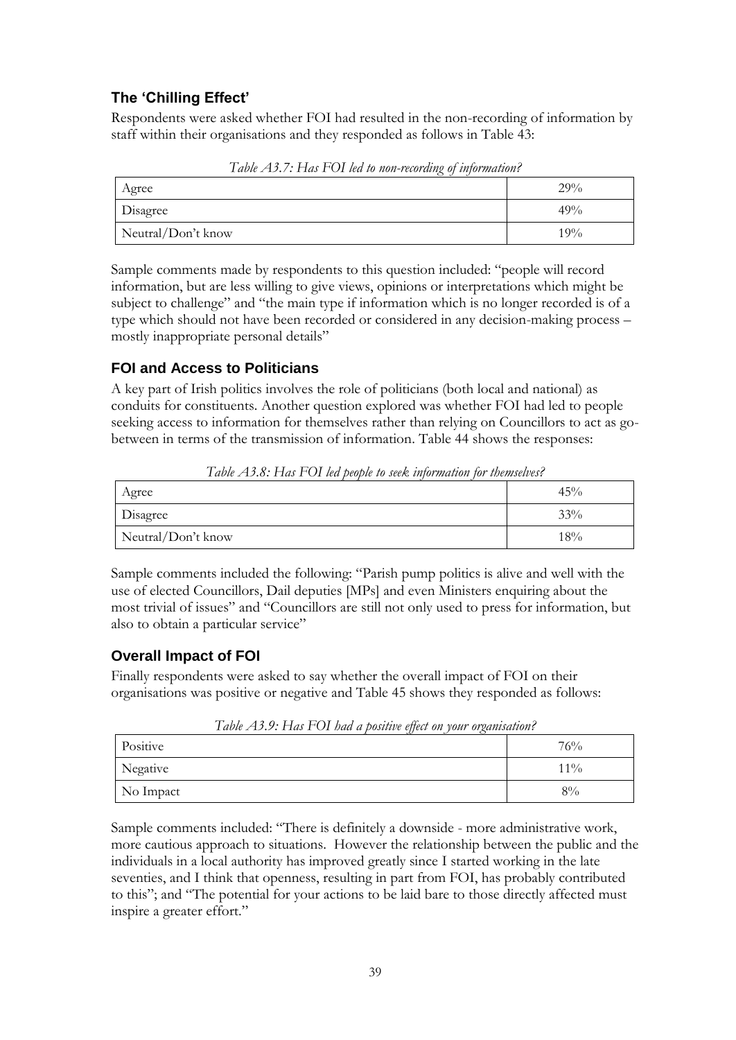## The 'Chilling Effect'

Respondents were asked whether FOI had resulted in the non-recording of information by staff within their organisations and they responded as follows in Table 43:

*Table A3.7: Has FOI led to non-recording of information?*

| | |
|---|---|
| Agree | 29% |
| Disagree | 49% |
| Neutral/Don't know | 19% |

Sample comments made by respondents to this question included: "people will record information, but are less willing to give views, opinions or interpretations which might be subject to challenge" and "the main type if information which is no longer recorded is of a type which should not have been recorded or considered in any decision-making process – mostly inappropriate personal details"

## FOI and Access to Politicians

A key part of Irish politics involves the role of politicians (both local and national) as conduits for constituents. Another question explored was whether FOI had led to people seeking access to information for themselves rather than relying on Councillors to act as go-between in terms of the transmission of information. Table 44 shows the responses:

*Table A3.8: Has FOI led people to seek information for themselves?*

| | |
|---|---|
| Agree | 45% |
| Disagree | 33% |
| Neutral/Don't know | 18% |

Sample comments included the following: "Parish pump politics is alive and well with the use of elected Councillors, Dail deputies [MPs] and even Ministers enquiring about the most trivial of issues" and "Councillors are still not only used to press for information, but also to obtain a particular service"

## Overall Impact of FOI

Finally respondents were asked to say whether the overall impact of FOI on their organisations was positive or negative and Table 45 shows they responded as follows:

*Table A3.9: Has FOI had a positive effect on your organisation?*

| | |
|---|---|
| Positive | 76% |
| Negative | 11% |
| No Impact | 8% |

Sample comments included: "There is definitely a downside - more administrative work, more cautious approach to situations. However the relationship between the public and the individuals in a local authority has improved greatly since I started working in the late seventies, and I think that openness, resulting in part from FOI, has probably contributed to this"; and "The potential for your actions to be laid bare to those directly affected must inspire a greater effort."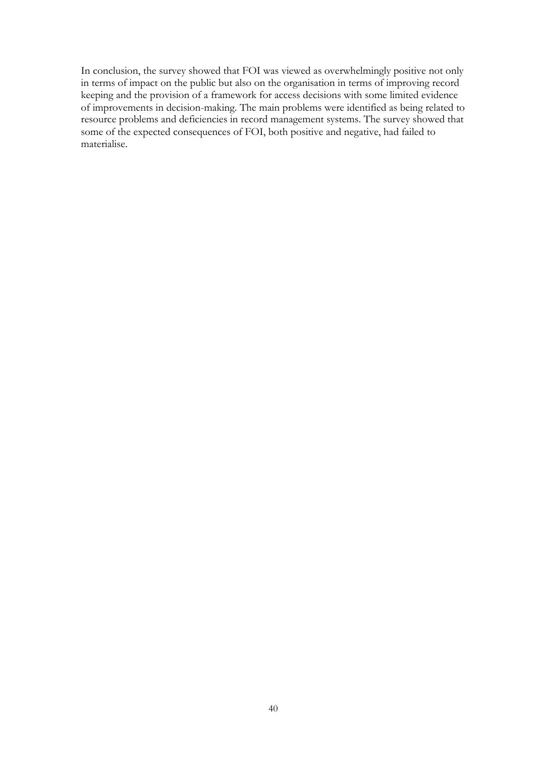In conclusion, the survey showed that FOI was viewed as overwhelmingly positive not only in terms of impact on the public but also on the organisation in terms of improving record keeping and the provision of a framework for access decisions with some limited evidence of improvements in decision-making. The main problems were identified as being related to resource problems and deficiencies in record management systems. The survey showed that some of the expected consequences of FOI, both positive and negative, had failed to materialise.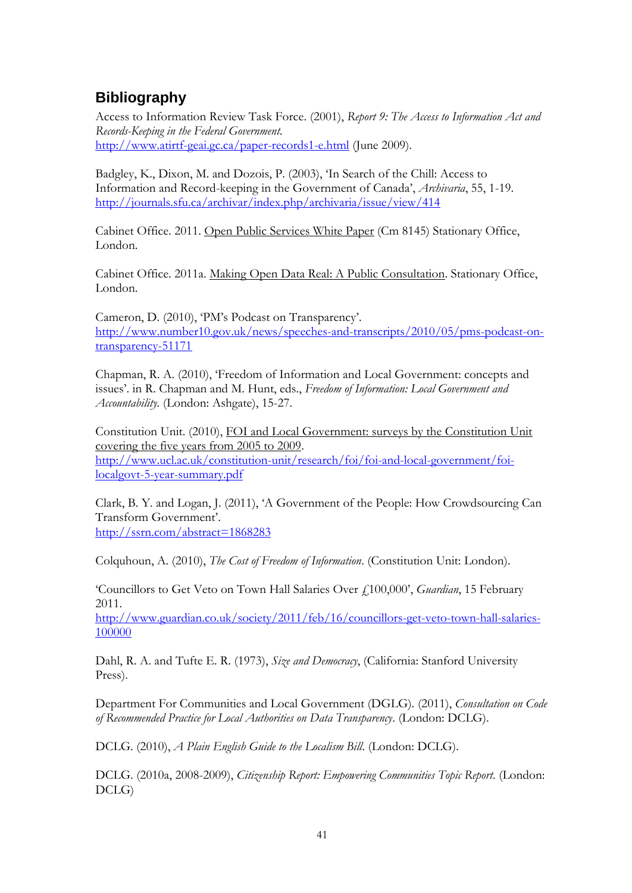## Bibliography

Access to Information Review Task Force. (2001), *Report 9: The Access to Information Act and Records-Keeping in the Federal Government.* http://www.atirtf-geai.gc.ca/paper-records1-e.html (June 2009).

Badgley, K., Dixon, M. and Dozois, P. (2003), 'In Search of the Chill: Access to Information and Record-keeping in the Government of Canada', *Archivaria*, 55, 1-19. http://journals.sfu.ca/archivar/index.php/archivaria/issue/view/414

Cabinet Office. 2011. Open Public Services White Paper (Cm 8145) Stationary Office, London.

Cabinet Office. 2011a. Making Open Data Real: A Public Consultation. Stationary Office, London.

Cameron, D. (2010), 'PM's Podcast on Transparency'. http://www.number10.gov.uk/news/speeches-and-transcripts/2010/05/pms-podcast-on-transparency-51171

Chapman, R. A. (2010), 'Freedom of Information and Local Government: concepts and issues'. in R. Chapman and M. Hunt, eds., *Freedom of Information: Local Government and Accountability.* (London: Ashgate), 15-27.

Constitution Unit. (2010), FOI and Local Government: surveys by the Constitution Unit covering the five years from 2005 to 2009. http://www.ucl.ac.uk/constitution-unit/research/foi/foi-and-local-government/foi-localgovt-5-year-summary.pdf

Clark, B. Y. and Logan, J. (2011), 'A Government of the People: How Crowdsourcing Can Transform Government'. http://ssrn.com/abstract=1868283

Colquhoun, A. (2010), *The Cost of Freedom of Information*. (Constitution Unit: London).

'Councillors to Get Veto on Town Hall Salaries Over £100,000', *Guardian*, 15 February 2011. http://www.guardian.co.uk/society/2011/feb/16/councillors-get-veto-town-hall-salaries-100000

Dahl, R. A. and Tufte E. R. (1973), *Size and Democracy*, (California: Stanford University Press).

Department For Communities and Local Government (DGLG). (2011), *Consultation on Code of Recommended Practice for Local Authorities on Data Transparency.* (London: DCLG).

DCLG. (2010), *A Plain English Guide to the Localism Bill*. (London: DCLG).

DCLG. (2010a, 2008-2009), *Citizenship Report: Empowering Communities Topic Report.* (London: DCLG)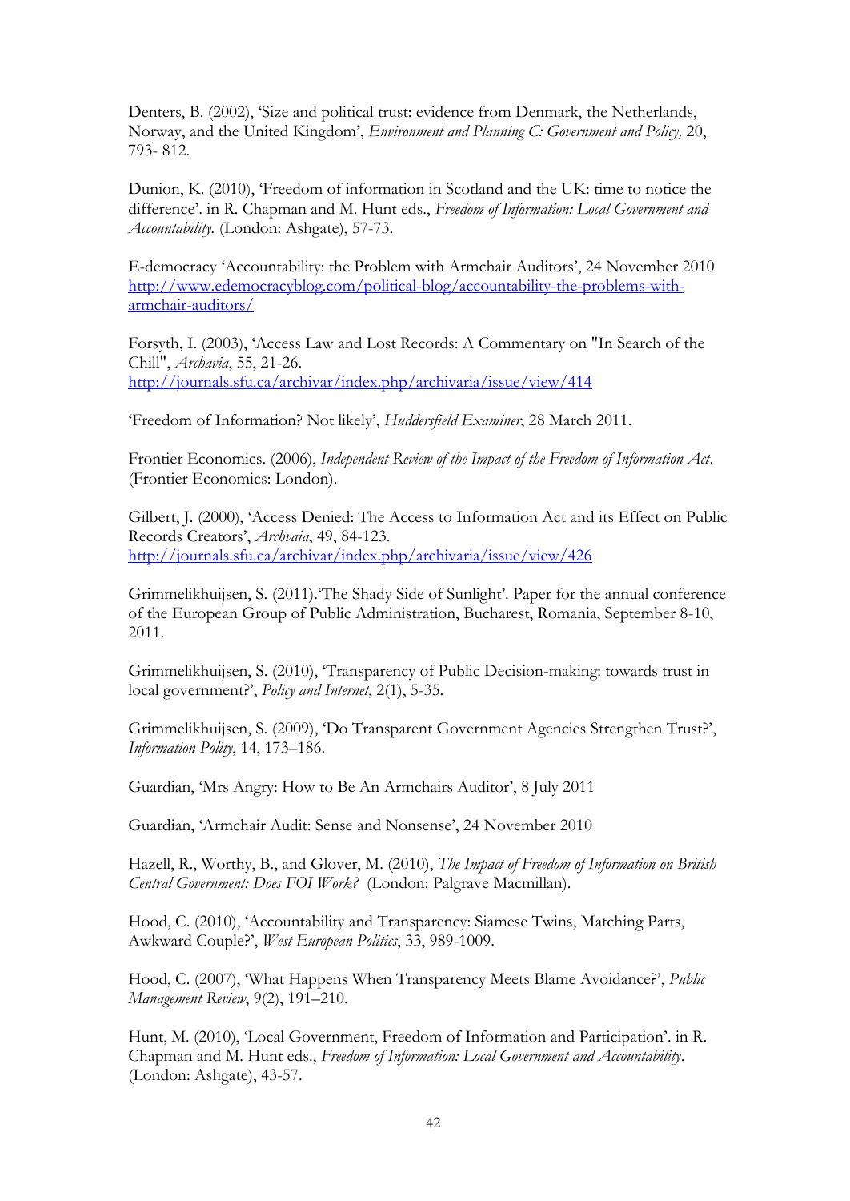Denters, B. (2002), 'Size and political trust: evidence from Denmark, the Netherlands, Norway, and the United Kingdom', *Environment and Planning C: Government and Policy,* 20, 793- 812.

Dunion, K. (2010), 'Freedom of information in Scotland and the UK: time to notice the difference'. in R. Chapman and M. Hunt eds., *Freedom of Information: Local Government and Accountability.* (London: Ashgate), 57-73.

E-democracy 'Accountability: the Problem with Armchair Auditors', 24 November 2010 http://www.edemocracyblog.com/political-blog/accountability-the-problems-with-armchair-auditors/

Forsyth, I. (2003), 'Access Law and Lost Records: A Commentary on "In Search of the Chill", *Archavia*, 55, 21-26. http://journals.sfu.ca/archivar/index.php/archivaria/issue/view/414

'Freedom of Information? Not likely', *Huddersfield Examiner*, 28 March 2011.

Frontier Economics. (2006), *Independent Review of the Impact of the Freedom of Information Act*. (Frontier Economics: London).

Gilbert, J. (2000), 'Access Denied: The Access to Information Act and its Effect on Public Records Creators', *Archvaia*, 49, 84-123. http://journals.sfu.ca/archivar/index.php/archivaria/issue/view/426

Grimmelikhuijsen, S. (2011).'The Shady Side of Sunlight'. Paper for the annual conference of the European Group of Public Administration, Bucharest, Romania, September 8-10, 2011.

Grimmelikhuijsen, S. (2010), 'Transparency of Public Decision-making: towards trust in local government?', *Policy and Internet*, 2(1), 5-35.

Grimmelikhuijsen, S. (2009), 'Do Transparent Government Agencies Strengthen Trust?', *Information Polity*, 14, 173–186.

Guardian, 'Mrs Angry: How to Be An Armchairs Auditor', 8 July 2011

Guardian, 'Armchair Audit: Sense and Nonsense', 24 November 2010

Hazell, R., Worthy, B., and Glover, M. (2010), *The Impact of Freedom of Information on British Central Government: Does FOI Work?* (London: Palgrave Macmillan).

Hood, C. (2010), 'Accountability and Transparency: Siamese Twins, Matching Parts, Awkward Couple?', *West European Politics*, 33, 989-1009.

Hood, C. (2007), 'What Happens When Transparency Meets Blame Avoidance?', *Public Management Review*, 9(2), 191–210.

Hunt, M. (2010), 'Local Government, Freedom of Information and Participation'. in R. Chapman and M. Hunt eds., *Freedom of Information: Local Government and Accountability*. (London: Ashgate), 43-57.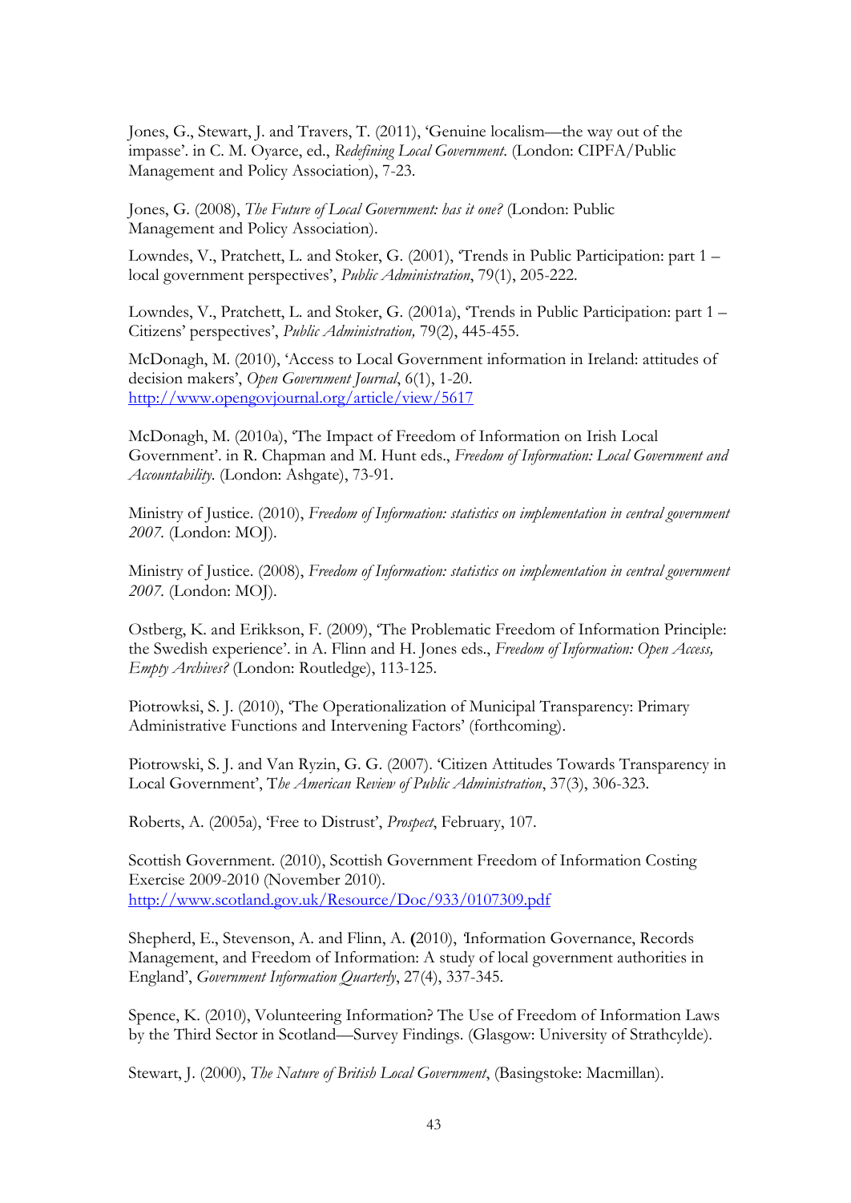Jones, G., Stewart, J. and Travers, T. (2011), 'Genuine localism—the way out of the impasse'. in C. M. Oyarce, ed., *Redefining Local Government*. (London: CIPFA/Public Management and Policy Association), 7-23.

Jones, G. (2008), *The Future of Local Government: has it one?* (London: Public Management and Policy Association).

Lowndes, V., Pratchett, L. and Stoker, G. (2001), 'Trends in Public Participation: part 1 – local government perspectives', *Public Administration*, 79(1), 205-222.

Lowndes, V., Pratchett, L. and Stoker, G. (2001a), 'Trends in Public Participation: part 1 – Citizens' perspectives', *Public Administration,* 79(2), 445-455.

McDonagh, M. (2010), 'Access to Local Government information in Ireland: attitudes of decision makers', *Open Government Journal*, 6(1), 1-20. http://www.opengovjournal.org/article/view/5617

McDonagh, M. (2010a), 'The Impact of Freedom of Information on Irish Local Government'. in R. Chapman and M. Hunt eds., *Freedom of Information: Local Government and Accountability*. (London: Ashgate), 73-91.

Ministry of Justice. (2010), *Freedom of Information: statistics on implementation in central government 2007*. (London: MOJ).

Ministry of Justice. (2008), *Freedom of Information: statistics on implementation in central government 2007*. (London: MOJ).

Ostberg, K. and Erikkson, F. (2009), 'The Problematic Freedom of Information Principle: the Swedish experience'. in A. Flinn and H. Jones eds., *Freedom of Information: Open Access, Empty Archives?* (London: Routledge), 113-125.

Piotrowksi, S. J. (2010), 'The Operationalization of Municipal Transparency: Primary Administrative Functions and Intervening Factors' (forthcoming).

Piotrowski, S. J. and Van Ryzin, G. G. (2007). 'Citizen Attitudes Towards Transparency in Local Government', T*he American Review of Public Administration*, 37(3), 306-323.

Roberts, A. (2005a), 'Free to Distrust', *Prospect*, February, 107.

Scottish Government. (2010), Scottish Government Freedom of Information Costing Exercise 2009-2010 (November 2010). http://www.scotland.gov.uk/Resource/Doc/933/0107309.pdf

Shepherd, E., Stevenson, A. and Flinn, A. **(**2010), 'Information Governance, Records Management, and Freedom of Information: A study of local government authorities in England', *Government Information Quarterly*, 27(4), 337-345.

Spence, K. (2010), Volunteering Information? The Use of Freedom of Information Laws by the Third Sector in Scotland—Survey Findings. (Glasgow: University of Strathcylde).

Stewart, J. (2000), *The Nature of British Local Government*, (Basingstoke: Macmillan).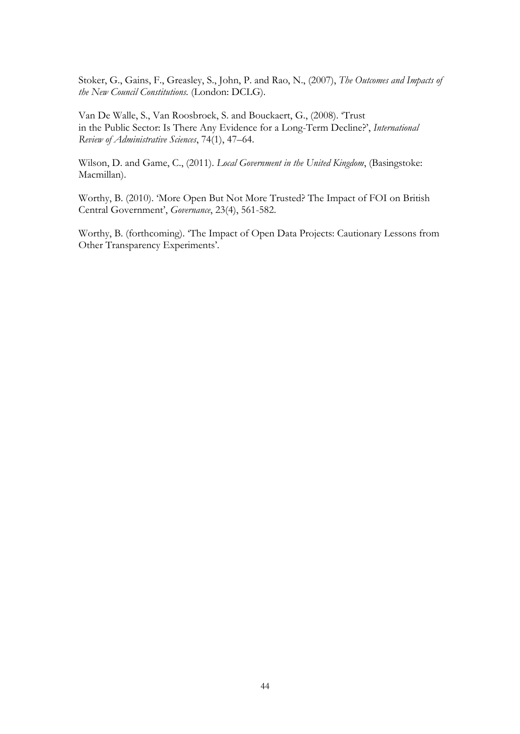Stoker, G., Gains, F., Greasley, S., John, P. and Rao, N., (2007), *The Outcomes and Impacts of the New Council Constitutions.* (London: DCLG).

Van De Walle, S., Van Roosbroek, S. and Bouckaert, G., (2008). 'Trust in the Public Sector: Is There Any Evidence for a Long-Term Decline?', *International Review of Administrative Sciences*, 74(1), 47–64.

Wilson, D. and Game, C., (2011). *Local Government in the United Kingdom*, (Basingstoke: Macmillan).

Worthy, B. (2010). 'More Open But Not More Trusted? The Impact of FOI on British Central Government', *Governance*, 23(4), 561-582.

Worthy, B. (forthcoming). 'The Impact of Open Data Projects: Cautionary Lessons from Other Transparency Experiments'.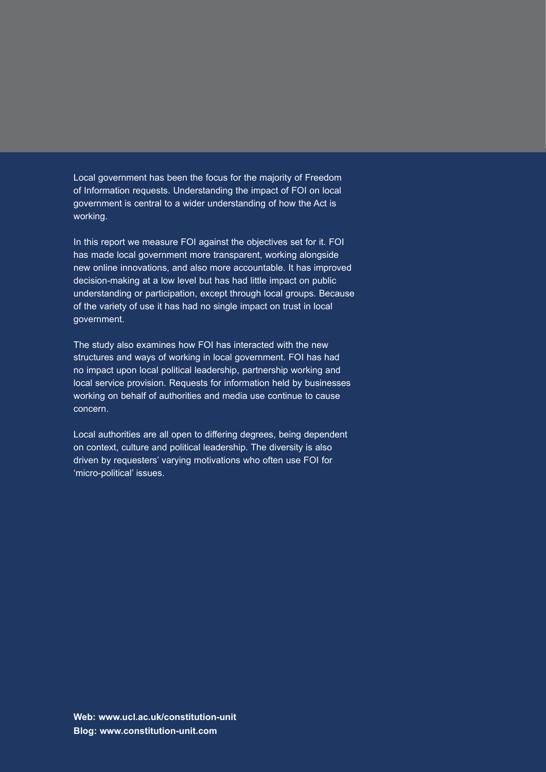Local government has been the focus for the majority of Freedom of Information requests. Understanding the impact of FOI on local government is central to a wider understanding of how the Act is working.

In this report we measure FOI against the objectives set for it. FOI has made local government more transparent, working alongside new online innovations, and also more accountable. It has improved decision-making at a low level but has had little impact on public understanding or participation, except through local groups. Because of the variety of use it has had no single impact on trust in local government.

The study also examines how FOI has interacted with the new structures and ways of working in local government. FOI has had no impact upon local political leadership, partnership working and local service provision. Requests for information held by businesses working on behalf of authorities and media use continue to cause concern.

Local authorities are all open to differing degrees, being dependent on context, culture and political leadership. The diversity is also driven by requesters' varying motivations who often use FOI for 'micro-political' issues.

**Web: www.ucl.ac.uk/constitution-unit**
**Blog: www.constitution-unit.com**